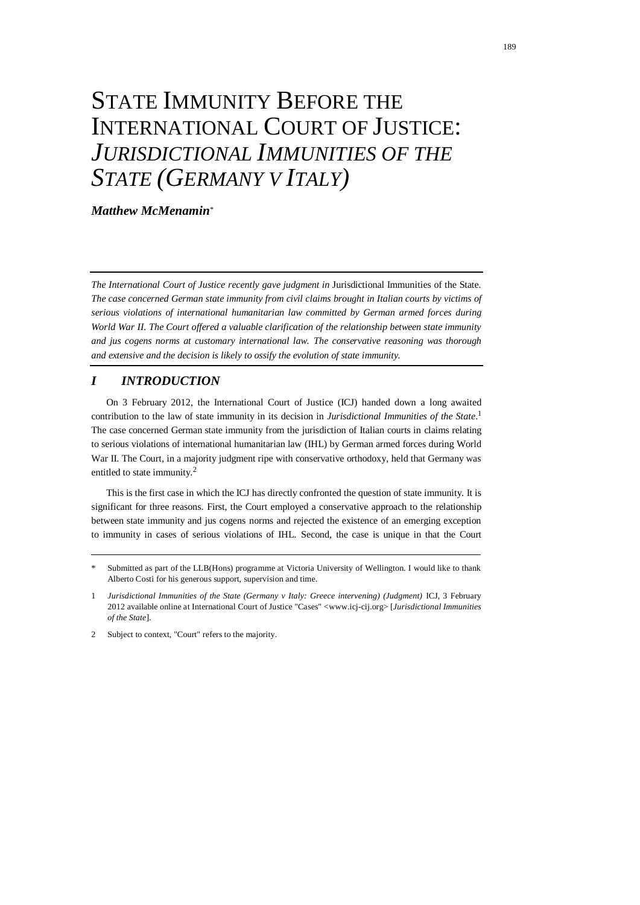# STATE IMMUNITY BEFORE THE INTERNATIONAL COURT OF JUSTICE: *JURISDICTIONAL IMMUNITIES OF THE STATE (GERMANY V ITALY)*

***Matthew McMenamin****

*The International Court of Justice recently gave judgment in* Jurisdictional Immunities of the State. *The case concerned German state immunity from civil claims brought in Italian courts by victims of serious violations of international humanitarian law committed by German armed forces during World War II. The Court offered a valuable clarification of the relationship between state immunity and jus cogens norms at customary international law. The conservative reasoning was thorough and extensive and the decision is likely to ossify the evolution of state immunity.*

## *I INTRODUCTION*

On 3 February 2012, the International Court of Justice (ICJ) handed down a long awaited contribution to the law of state immunity in its decision in *Jurisdictional Immunities of the State*.[1] The case concerned German state immunity from the jurisdiction of Italian courts in claims relating to serious violations of international humanitarian law (IHL) by German armed forces during World War II. The Court, in a majority judgment ripe with conservative orthodoxy, held that Germany was entitled to state immunity.[2]

This is the first case in which the ICJ has directly confronted the question of state immunity. It is significant for three reasons. First, the Court employed a conservative approach to the relationship between state immunity and jus cogens norms and rejected the existence of an emerging exception to immunity in cases of serious violations of IHL. Second, the case is unique in that the Court

---

\* Submitted as part of the LLB(Hons) programme at Victoria University of Wellington. I would like to thank Alberto Costi for his generous support, supervision and time.

1 *Jurisdictional Immunities of the State (Germany v Italy: Greece intervening) (Judgment)* ICJ, 3 February 2012 available online at International Court of Justice "Cases" <www.icj-cij.org> [*Jurisdictional Immunities of the State*].

2 Subject to context, "Court" refers to the majority.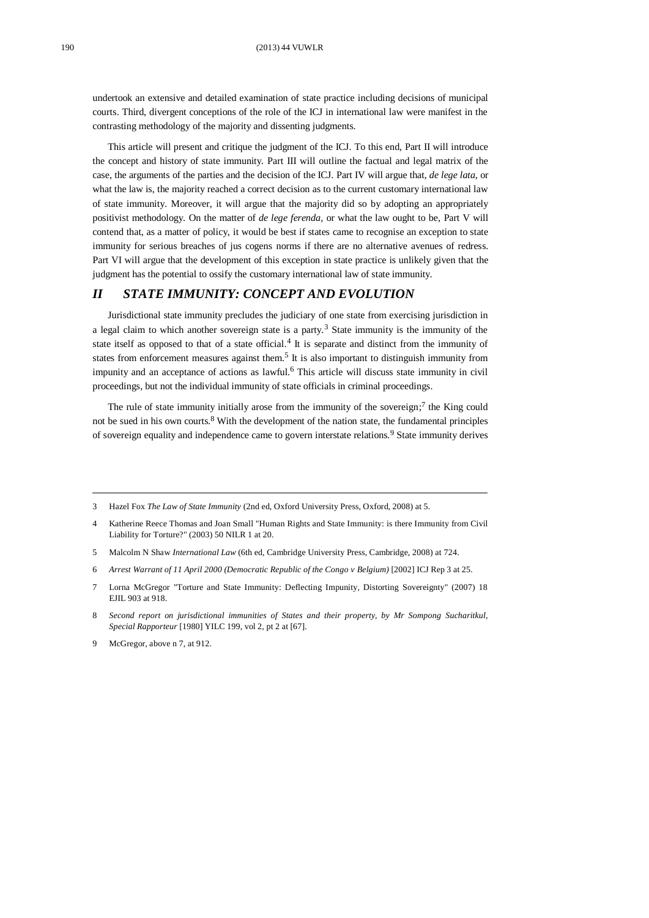undertook an extensive and detailed examination of state practice including decisions of municipal courts. Third, divergent conceptions of the role of the ICJ in international law were manifest in the contrasting methodology of the majority and dissenting judgments.

This article will present and critique the judgment of the ICJ. To this end, Part II will introduce the concept and history of state immunity. Part III will outline the factual and legal matrix of the case, the arguments of the parties and the decision of the ICJ. Part IV will argue that, *de lege lata*, or what the law is, the majority reached a correct decision as to the current customary international law of state immunity. Moreover, it will argue that the majority did so by adopting an appropriately positivist methodology. On the matter of *de lege ferenda*, or what the law ought to be, Part V will contend that, as a matter of policy, it would be best if states came to recognise an exception to state immunity for serious breaches of jus cogens norms if there are no alternative avenues of redress. Part VI will argue that the development of this exception in state practice is unlikely given that the judgment has the potential to ossify the customary international law of state immunity.

## II STATE IMMUNITY: CONCEPT AND EVOLUTION

Jurisdictional state immunity precludes the judiciary of one state from exercising jurisdiction in a legal claim to which another sovereign state is a party.[3] State immunity is the immunity of the state itself as opposed to that of a state official.[4] It is separate and distinct from the immunity of states from enforcement measures against them.[5] It is also important to distinguish immunity from impunity and an acceptance of actions as lawful.[6] This article will discuss state immunity in civil proceedings, but not the individual immunity of state officials in criminal proceedings.

The rule of state immunity initially arose from the immunity of the sovereign;[7] the King could not be sued in his own courts.[8] With the development of the nation state, the fundamental principles of sovereign equality and independence came to govern interstate relations.[9] State immunity derives

---

3 Hazel Fox *The Law of State Immunity* (2nd ed, Oxford University Press, Oxford, 2008) at 5.

4 Katherine Reece Thomas and Joan Small "Human Rights and State Immunity: is there Immunity from Civil Liability for Torture?" (2003) 50 NILR 1 at 20.

5 Malcolm N Shaw *International Law* (6th ed, Cambridge University Press, Cambridge, 2008) at 724.

6 *Arrest Warrant of 11 April 2000 (Democratic Republic of the Congo v Belgium)* [2002] ICJ Rep 3 at 25.

7 Lorna McGregor "Torture and State Immunity: Deflecting Impunity, Distorting Sovereignty" (2007) 18 EJIL 903 at 918.

8 *Second report on jurisdictional immunities of States and their property, by Mr Sompong Sucharitkul, Special Rapporteur* [1980] YILC 199, vol 2, pt 2 at [67].

9 McGregor, above n 7, at 912.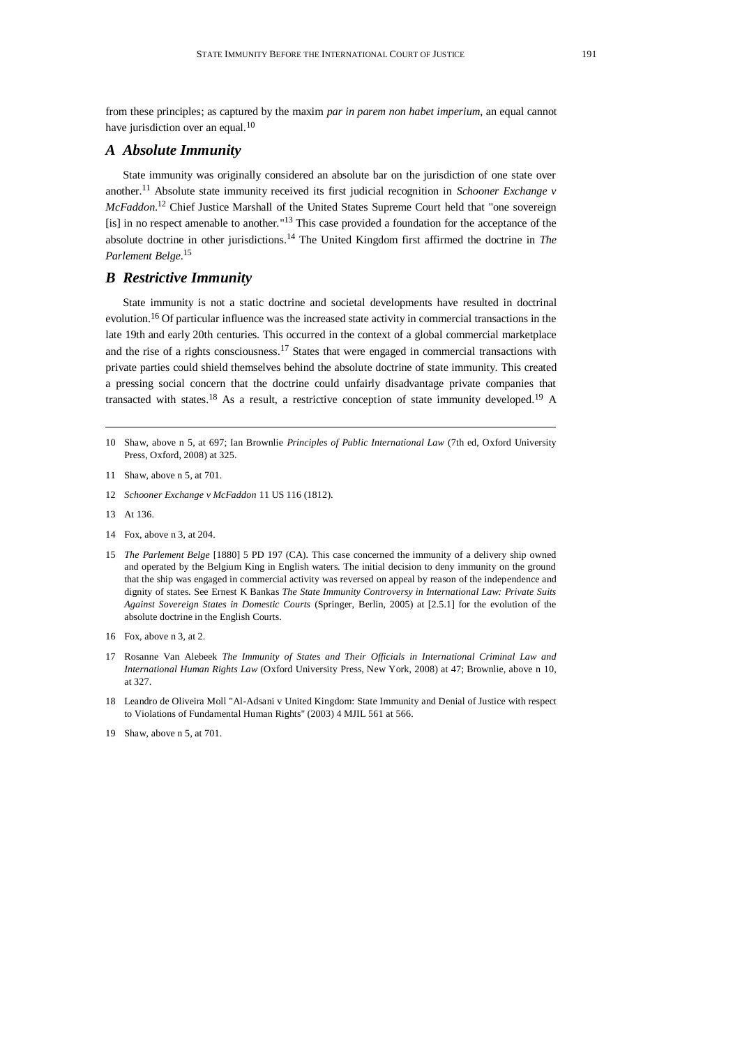from these principles; as captured by the maxim *par in parem non habet imperium*, an equal cannot have jurisdiction over an equal.[10]

## *A Absolute Immunity*

State immunity was originally considered an absolute bar on the jurisdiction of one state over another.[11] Absolute state immunity received its first judicial recognition in *Schooner Exchange v McFaddon*.[12] Chief Justice Marshall of the United States Supreme Court held that "one sovereign [is] in no respect amenable to another."[13] This case provided a foundation for the acceptance of the absolute doctrine in other jurisdictions.[14] The United Kingdom first affirmed the doctrine in *The Parlement Belge*.[15]

## *B Restrictive Immunity*

State immunity is not a static doctrine and societal developments have resulted in doctrinal evolution.[16] Of particular influence was the increased state activity in commercial transactions in the late 19th and early 20th centuries. This occurred in the context of a global commercial marketplace and the rise of a rights consciousness.[17] States that were engaged in commercial transactions with private parties could shield themselves behind the absolute doctrine of state immunity. This created a pressing social concern that the doctrine could unfairly disadvantage private companies that transacted with states.[18] As a result, a restrictive conception of state immunity developed.[19] A

---

10 Shaw, above n 5, at 697; Ian Brownlie *Principles of Public International Law* (7th ed, Oxford University Press, Oxford, 2008) at 325.

11 Shaw, above n 5, at 701.

12 *Schooner Exchange v McFaddon* 11 US 116 (1812).

13 At 136.

14 Fox, above n 3, at 204.

15 *The Parlement Belge* [1880] 5 PD 197 (CA). This case concerned the immunity of a delivery ship owned and operated by the Belgium King in English waters. The initial decision to deny immunity on the ground that the ship was engaged in commercial activity was reversed on appeal by reason of the independence and dignity of states. See Ernest K Bankas *The State Immunity Controversy in International Law: Private Suits Against Sovereign States in Domestic Courts* (Springer, Berlin, 2005) at [2.5.1] for the evolution of the absolute doctrine in the English Courts.

16 Fox, above n 3, at 2.

17 Rosanne Van Alebeek *The Immunity of States and Their Officials in International Criminal Law and International Human Rights Law* (Oxford University Press, New York, 2008) at 47; Brownlie, above n 10, at 327.

18 Leandro de Oliveira Moll "Al-Adsani v United Kingdom: State Immunity and Denial of Justice with respect to Violations of Fundamental Human Rights" (2003) 4 MJIL 561 at 566.

19 Shaw, above n 5, at 701.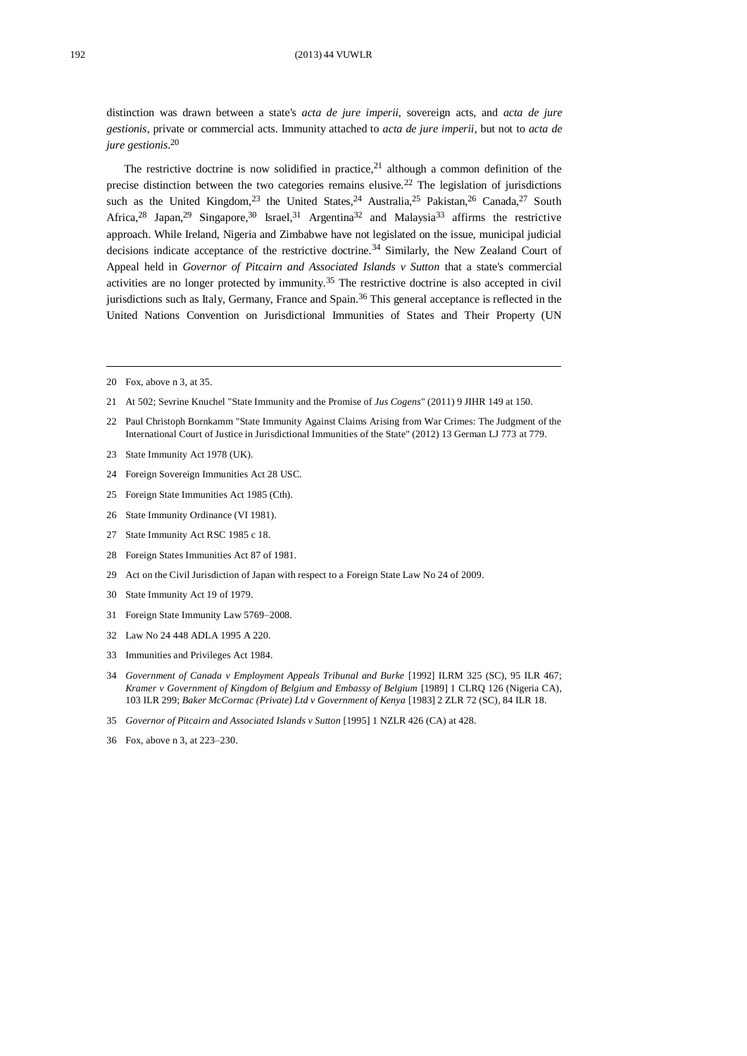distinction was drawn between a state's *acta de jure imperii*, sovereign acts, and *acta de jure gestionis*, private or commercial acts. Immunity attached to *acta de jure imperii*, but not to *acta de jure gestionis*.[20]

The restrictive doctrine is now solidified in practice,[21] although a common definition of the precise distinction between the two categories remains elusive.[22] The legislation of jurisdictions such as the United Kingdom,[23] the United States,[24] Australia,[25] Pakistan,[26] Canada,[27] South Africa,[28] Japan,[29] Singapore,[30] Israel,[31] Argentina[32] and Malaysia[33] affirms the restrictive approach. While Ireland, Nigeria and Zimbabwe have not legislated on the issue, municipal judicial decisions indicate acceptance of the restrictive doctrine.[34] Similarly, the New Zealand Court of Appeal held in *Governor of Pitcairn and Associated Islands v Sutton* that a state's commercial activities are no longer protected by immunity.[35] The restrictive doctrine is also accepted in civil jurisdictions such as Italy, Germany, France and Spain.[36] This general acceptance is reflected in the United Nations Convention on Jurisdictional Immunities of States and Their Property (UN

---

20 Fox, above n 3, at 35.

21 At 502; Sevrine Knuchel "State Immunity and the Promise of *Jus Cogens*" (2011) 9 JIHR 149 at 150.

22 Paul Christoph Bornkamm "State Immunity Against Claims Arising from War Crimes: The Judgment of the International Court of Justice in Jurisdictional Immunities of the State" (2012) 13 German LJ 773 at 779.

23 State Immunity Act 1978 (UK).

24 Foreign Sovereign Immunities Act 28 USC.

25 Foreign State Immunities Act 1985 (Cth).

26 State Immunity Ordinance (VI 1981).

27 State Immunity Act RSC 1985 c 18.

28 Foreign States Immunities Act 87 of 1981.

29 Act on the Civil Jurisdiction of Japan with respect to a Foreign State Law No 24 of 2009.

30 State Immunity Act 19 of 1979.

31 Foreign State Immunity Law 5769–2008.

32 Law No 24 448 ADLA 1995 A 220.

33 Immunities and Privileges Act 1984.

34 *Government of Canada v Employment Appeals Tribunal and Burke* [1992] ILRM 325 (SC), 95 ILR 467; *Kramer v Government of Kingdom of Belgium and Embassy of Belgium* [1989] 1 CLRQ 126 (Nigeria CA), 103 ILR 299; *Baker McCormac (Private) Ltd v Government of Kenya* [1983] 2 ZLR 72 (SC), 84 ILR 18.

35 *Governor of Pitcairn and Associated Islands v Sutton* [1995] 1 NZLR 426 (CA) at 428.

36 Fox, above n 3, at 223–230.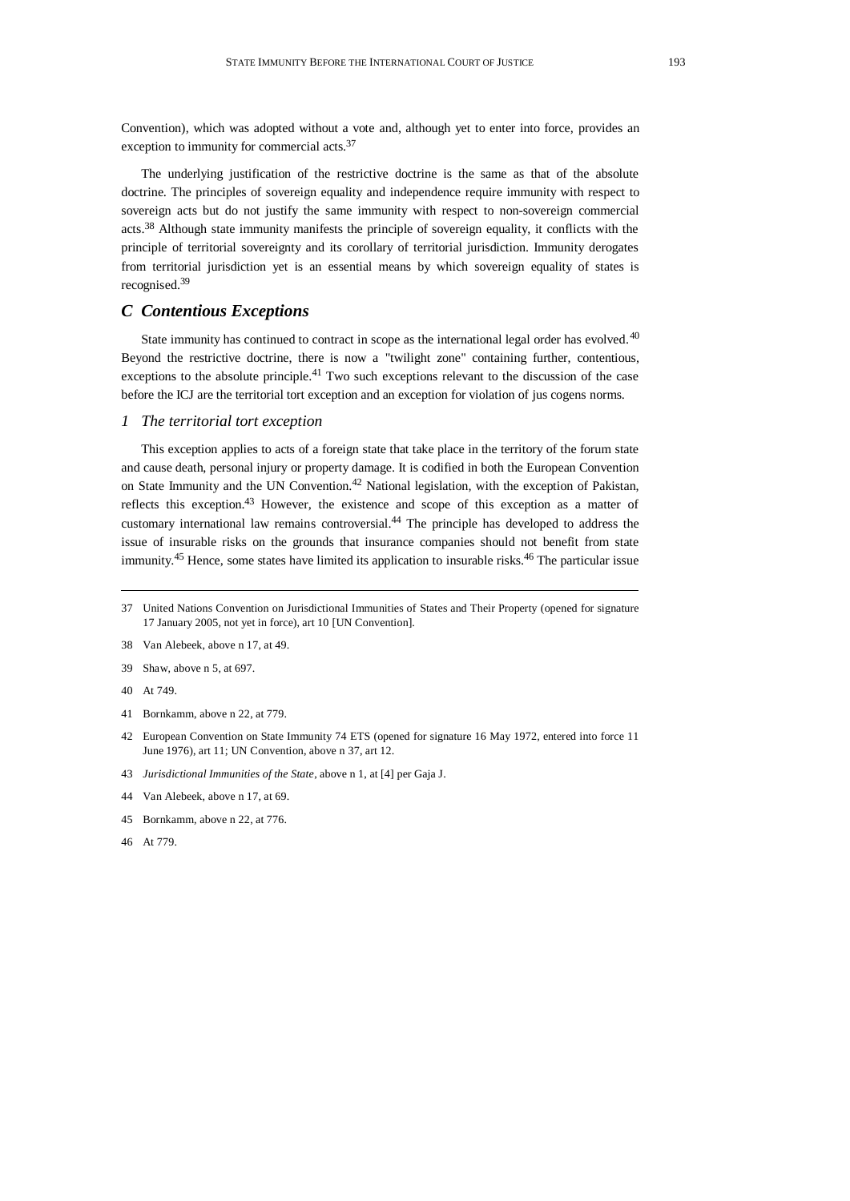Convention), which was adopted without a vote and, although yet to enter into force, provides an exception to immunity for commercial acts.[37]

The underlying justification of the restrictive doctrine is the same as that of the absolute doctrine. The principles of sovereign equality and independence require immunity with respect to sovereign acts but do not justify the same immunity with respect to non-sovereign commercial acts.[38] Although state immunity manifests the principle of sovereign equality, it conflicts with the principle of territorial sovereignty and its corollary of territorial jurisdiction. Immunity derogates from territorial jurisdiction yet is an essential means by which sovereign equality of states is recognised.[39]

## *C Contentious Exceptions*

State immunity has continued to contract in scope as the international legal order has evolved.[40] Beyond the restrictive doctrine, there is now a "twilight zone" containing further, contentious, exceptions to the absolute principle.[41] Two such exceptions relevant to the discussion of the case before the ICJ are the territorial tort exception and an exception for violation of jus cogens norms.

### *1 The territorial tort exception*

This exception applies to acts of a foreign state that take place in the territory of the forum state and cause death, personal injury or property damage. It is codified in both the European Convention on State Immunity and the UN Convention.[42] National legislation, with the exception of Pakistan, reflects this exception.[43] However, the existence and scope of this exception as a matter of customary international law remains controversial.[44] The principle has developed to address the issue of insurable risks on the grounds that insurance companies should not benefit from state immunity.[45] Hence, some states have limited its application to insurable risks.[46] The particular issue

---

37 United Nations Convention on Jurisdictional Immunities of States and Their Property (opened for signature 17 January 2005, not yet in force), art 10 [UN Convention].

38 Van Alebeek, above n 17, at 49.

39 Shaw, above n 5, at 697.

40 At 749.

41 Bornkamm, above n 22, at 779.

42 European Convention on State Immunity 74 ETS (opened for signature 16 May 1972, entered into force 11 June 1976), art 11; UN Convention, above n 37, art 12.

43 *Jurisdictional Immunities of the State*, above n 1, at [4] per Gaja J.

44 Van Alebeek, above n 17, at 69.

45 Bornkamm, above n 22, at 776.

46 At 779.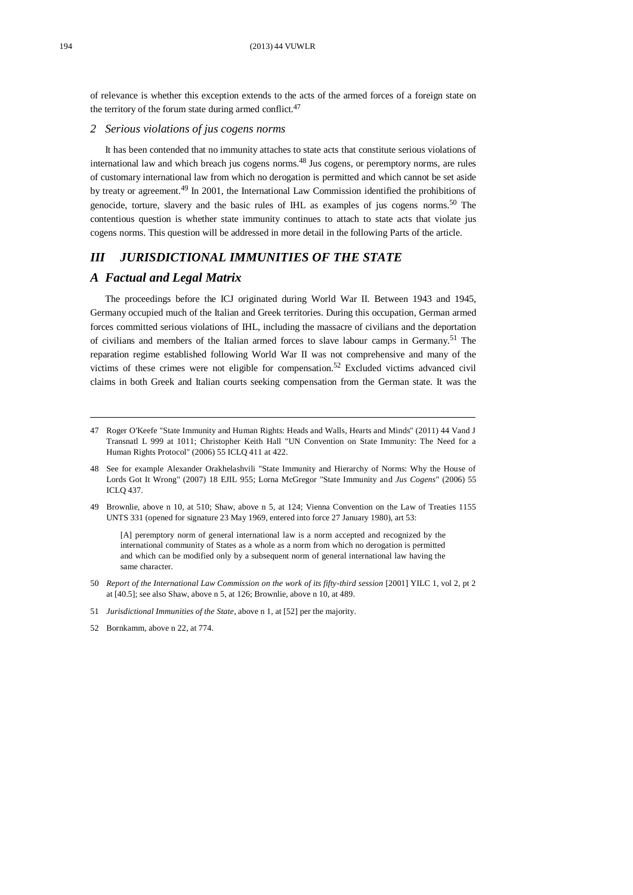of relevance is whether this exception extends to the acts of the armed forces of a foreign state on the territory of the forum state during armed conflict.[47]

### *2 Serious violations of jus cogens norms*

It has been contended that no immunity attaches to state acts that constitute serious violations of international law and which breach jus cogens norms.[48] Jus cogens, or peremptory norms, are rules of customary international law from which no derogation is permitted and which cannot be set aside by treaty or agreement.[49] In 2001, the International Law Commission identified the prohibitions of genocide, torture, slavery and the basic rules of IHL as examples of jus cogens norms.[50] The contentious question is whether state immunity continues to attach to state acts that violate jus cogens norms. This question will be addressed in more detail in the following Parts of the article.

## *III JURISDICTIONAL IMMUNITIES OF THE STATE*

## *A Factual and Legal Matrix*

The proceedings before the ICJ originated during World War II. Between 1943 and 1945, Germany occupied much of the Italian and Greek territories. During this occupation, German armed forces committed serious violations of IHL, including the massacre of civilians and the deportation of civilians and members of the Italian armed forces to slave labour camps in Germany.[51] The reparation regime established following World War II was not comprehensive and many of the victims of these crimes were not eligible for compensation.[52] Excluded victims advanced civil claims in both Greek and Italian courts seeking compensation from the German state. It was the

---

47 Roger O'Keefe "State Immunity and Human Rights: Heads and Walls, Hearts and Minds" (2011) 44 Vand J Transnatl L 999 at 1011; Christopher Keith Hall "UN Convention on State Immunity: The Need for a Human Rights Protocol" (2006) 55 ICLQ 411 at 422.

48 See for example Alexander Orakhelashvili "State Immunity and Hierarchy of Norms: Why the House of Lords Got It Wrong" (2007) 18 EJIL 955; Lorna McGregor "State Immunity and *Jus Cogens*" (2006) 55 ICLQ 437.

49 Brownlie, above n 10, at 510; Shaw, above n 5, at 124; Vienna Convention on the Law of Treaties 1155 UNTS 331 (opened for signature 23 May 1969, entered into force 27 January 1980), art 53:

> [A] peremptory norm of general international law is a norm accepted and recognized by the international community of States as a whole as a norm from which no derogation is permitted and which can be modified only by a subsequent norm of general international law having the same character.

50 *Report of the International Law Commission on the work of its fifty-third session* [2001] YILC 1, vol 2, pt 2 at [40.5]; see also Shaw, above n 5, at 126; Brownlie, above n 10, at 489.

51 *Jurisdictional Immunities of the State*, above n 1, at [52] per the majority.

52 Bornkamm, above n 22, at 774.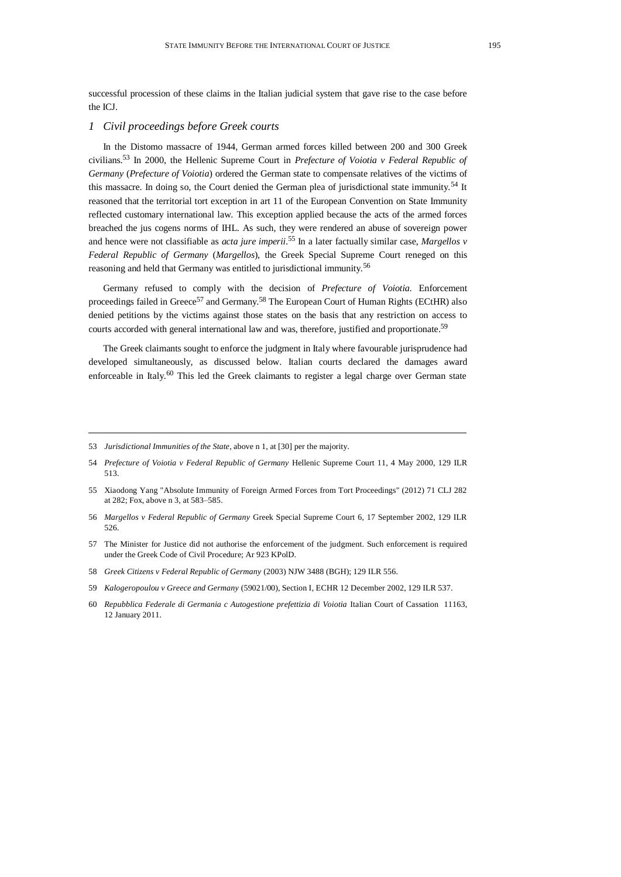successful procession of these claims in the Italian judicial system that gave rise to the case before the ICJ.

### *1 Civil proceedings before Greek courts*

In the Distomo massacre of 1944, German armed forces killed between 200 and 300 Greek civilians.[53] In 2000, the Hellenic Supreme Court in *Prefecture of Voiotia v Federal Republic of Germany* (*Prefecture of Voiotia*) ordered the German state to compensate relatives of the victims of this massacre. In doing so, the Court denied the German plea of jurisdictional state immunity.[54] It reasoned that the territorial tort exception in art 11 of the European Convention on State Immunity reflected customary international law. This exception applied because the acts of the armed forces breached the jus cogens norms of IHL. As such, they were rendered an abuse of sovereign power and hence were not classifiable as *acta jure imperii*.[55] In a later factually similar case, *Margellos v Federal Republic of Germany* (*Margellos*), the Greek Special Supreme Court reneged on this reasoning and held that Germany was entitled to jurisdictional immunity.[56]

Germany refused to comply with the decision of *Prefecture of Voiotia*. Enforcement proceedings failed in Greece[57] and Germany.[58] The European Court of Human Rights (ECtHR) also denied petitions by the victims against those states on the basis that any restriction on access to courts accorded with general international law and was, therefore, justified and proportionate.[59]

The Greek claimants sought to enforce the judgment in Italy where favourable jurisprudence had developed simultaneously, as discussed below. Italian courts declared the damages award enforceable in Italy.[60] This led the Greek claimants to register a legal charge over German state

---

53 *Jurisdictional Immunities of the State*, above n 1, at [30] per the majority.

54 *Prefecture of Voiotia v Federal Republic of Germany* Hellenic Supreme Court 11, 4 May 2000, 129 ILR 513.

55 Xiaodong Yang "Absolute Immunity of Foreign Armed Forces from Tort Proceedings" (2012) 71 CLJ 282 at 282; Fox, above n 3, at 583–585.

56 *Margellos v Federal Republic of Germany* Greek Special Supreme Court 6, 17 September 2002, 129 ILR 526.

57 The Minister for Justice did not authorise the enforcement of the judgment. Such enforcement is required under the Greek Code of Civil Procedure; Ar 923 KPolD.

58 *Greek Citizens v Federal Republic of Germany* (2003) NJW 3488 (BGH); 129 ILR 556.

59 *Kalogeropoulou v Greece and Germany* (59021/00), Section I, ECHR 12 December 2002, 129 ILR 537.

60 *Repubblica Federale di Germania c Autogestione prefettizia di Voiotia* Italian Court of Cassation 11163, 12 January 2011.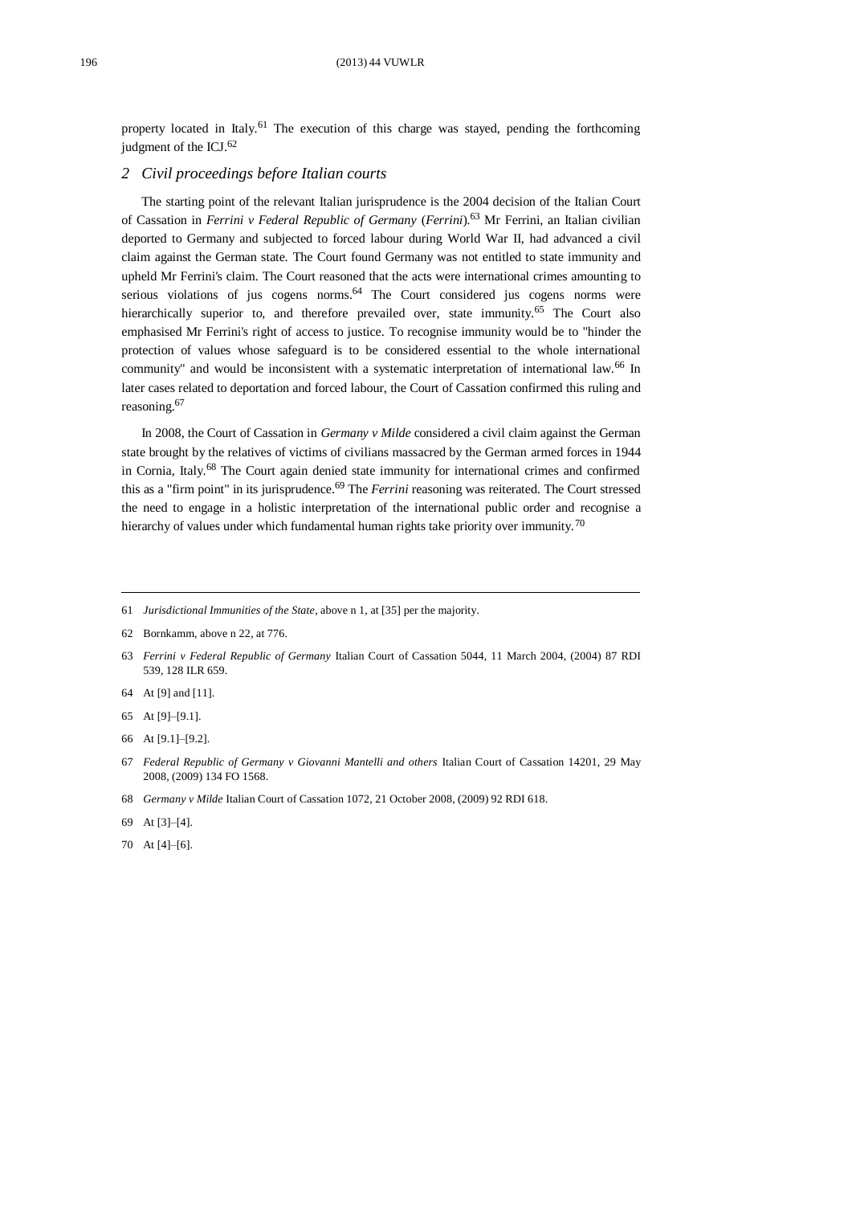property located in Italy.[61] The execution of this charge was stayed, pending the forthcoming judgment of the ICJ.[62]

### *2 Civil proceedings before Italian courts*

The starting point of the relevant Italian jurisprudence is the 2004 decision of the Italian Court of Cassation in *Ferrini v Federal Republic of Germany* (*Ferrini*).[63] Mr Ferrini, an Italian civilian deported to Germany and subjected to forced labour during World War II, had advanced a civil claim against the German state. The Court found Germany was not entitled to state immunity and upheld Mr Ferrini's claim. The Court reasoned that the acts were international crimes amounting to serious violations of jus cogens norms.[64] The Court considered jus cogens norms were hierarchically superior to, and therefore prevailed over, state immunity.[65] The Court also emphasised Mr Ferrini's right of access to justice. To recognise immunity would be to "hinder the protection of values whose safeguard is to be considered essential to the whole international community" and would be inconsistent with a systematic interpretation of international law.[66] In later cases related to deportation and forced labour, the Court of Cassation confirmed this ruling and reasoning.[67]

In 2008, the Court of Cassation in *Germany v Milde* considered a civil claim against the German state brought by the relatives of victims of civilians massacred by the German armed forces in 1944 in Cornia, Italy.[68] The Court again denied state immunity for international crimes and confirmed this as a "firm point" in its jurisprudence.[69] The *Ferrini* reasoning was reiterated. The Court stressed the need to engage in a holistic interpretation of the international public order and recognise a hierarchy of values under which fundamental human rights take priority over immunity.[70]

---

61 *Jurisdictional Immunities of the State*, above n 1, at [35] per the majority.

62 Bornkamm, above n 22, at 776.

63 *Ferrini v Federal Republic of Germany* Italian Court of Cassation 5044, 11 March 2004, (2004) 87 RDI 539, 128 ILR 659.

64 At [9] and [11].

65 At [9]–[9.1].

66 At [9.1]–[9.2].

67 *Federal Republic of Germany v Giovanni Mantelli and others* Italian Court of Cassation 14201, 29 May 2008, (2009) 134 FO 1568.

68 *Germany v Milde* Italian Court of Cassation 1072, 21 October 2008, (2009) 92 RDI 618.

69 At [3]–[4].

70 At [4]–[6].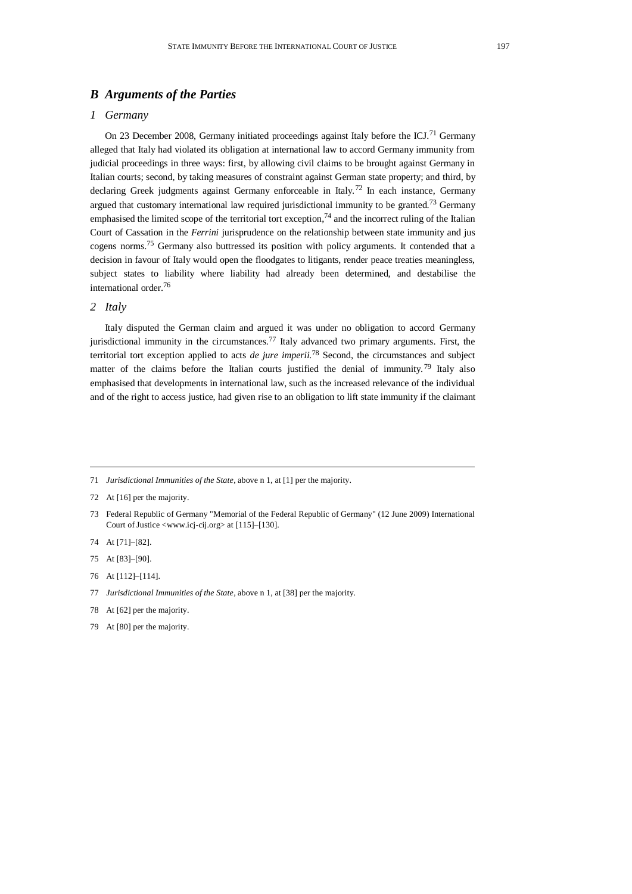## *B Arguments of the Parties*

### *1 Germany*

On 23 December 2008, Germany initiated proceedings against Italy before the ICJ.[71] Germany alleged that Italy had violated its obligation at international law to accord Germany immunity from judicial proceedings in three ways: first, by allowing civil claims to be brought against Germany in Italian courts; second, by taking measures of constraint against German state property; and third, by declaring Greek judgments against Germany enforceable in Italy.[72] In each instance, Germany argued that customary international law required jurisdictional immunity to be granted.[73] Germany emphasised the limited scope of the territorial tort exception,[74] and the incorrect ruling of the Italian Court of Cassation in the *Ferrini* jurisprudence on the relationship between state immunity and jus cogens norms.[75] Germany also buttressed its position with policy arguments. It contended that a decision in favour of Italy would open the floodgates to litigants, render peace treaties meaningless, subject states to liability where liability had already been determined, and destabilise the international order.[76]

### *2 Italy*

Italy disputed the German claim and argued it was under no obligation to accord Germany jurisdictional immunity in the circumstances.[77] Italy advanced two primary arguments. First, the territorial tort exception applied to acts *de jure imperii*.[78] Second, the circumstances and subject matter of the claims before the Italian courts justified the denial of immunity.[79] Italy also emphasised that developments in international law, such as the increased relevance of the individual and of the right to access justice, had given rise to an obligation to lift state immunity if the claimant

---

71 *Jurisdictional Immunities of the State*, above n 1, at [1] per the majority.

72 At [16] per the majority.

73 Federal Republic of Germany "Memorial of the Federal Republic of Germany" (12 June 2009) International Court of Justice <www.icj-cij.org> at [115]–[130].

74 At [71]–[82].

75 At [83]–[90].

76 At [112]–[114].

77 *Jurisdictional Immunities of the State*, above n 1, at [38] per the majority.

78 At [62] per the majority.

79 At [80] per the majority.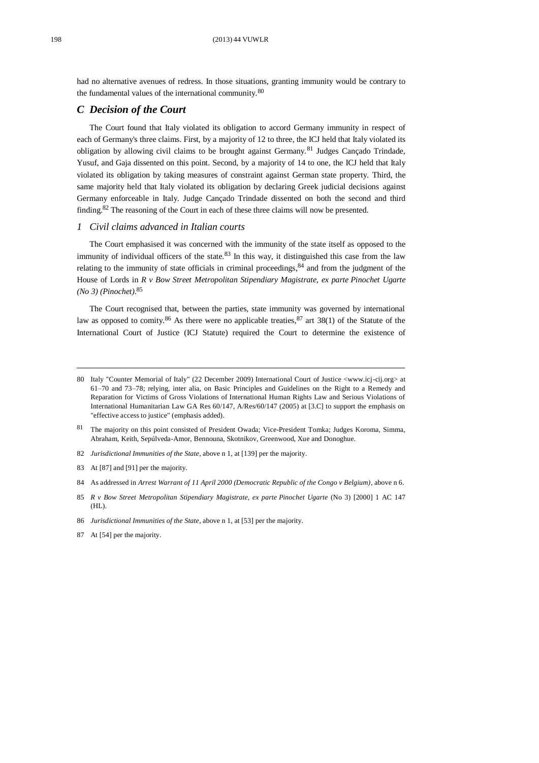had no alternative avenues of redress. In those situations, granting immunity would be contrary to the fundamental values of the international community.[80]

## *C Decision of the Court*

The Court found that Italy violated its obligation to accord Germany immunity in respect of each of Germany's three claims. First, by a majority of 12 to three, the ICJ held that Italy violated its obligation by allowing civil claims to be brought against Germany.[81] Judges Cançado Trindade, Yusuf, and Gaja dissented on this point. Second, by a majority of 14 to one, the ICJ held that Italy violated its obligation by taking measures of constraint against German state property. Third, the same majority held that Italy violated its obligation by declaring Greek judicial decisions against Germany enforceable in Italy. Judge Cançado Trindade dissented on both the second and third finding.[82] The reasoning of the Court in each of these three claims will now be presented.

### *1 Civil claims advanced in Italian courts*

The Court emphasised it was concerned with the immunity of the state itself as opposed to the immunity of individual officers of the state.[83] In this way, it distinguished this case from the law relating to the immunity of state officials in criminal proceedings,[84] and from the judgment of the House of Lords in *R v Bow Street Metropolitan Stipendiary Magistrate, ex parte Pinochet Ugarte (No 3) (Pinochet)*.[85]

The Court recognised that, between the parties, state immunity was governed by international law as opposed to comity.[86] As there were no applicable treaties,[87] art 38(1) of the Statute of the International Court of Justice (ICJ Statute) required the Court to determine the existence of

---

80 Italy "Counter Memorial of Italy" (22 December 2009) International Court of Justice <www.icj-cij.org> at 61–70 and 73–78; relying, inter alia, on Basic Principles and Guidelines on the Right to a Remedy and Reparation for Victims of Gross Violations of International Human Rights Law and Serious Violations of International Humanitarian Law GA Res 60/147, A/Res/60/147 (2005) at [3.C] to support the emphasis on "effective access to justice" (emphasis added).

81 The majority on this point consisted of President Owada; Vice-President Tomka; Judges Koroma, Simma, Abraham, Keith, Sepúlveda-Amor, Bennouna, Skotnikov, Greenwood, Xue and Donoghue.

82 *Jurisdictional Immunities of the State*, above n 1, at [139] per the majority.

83 At [87] and [91] per the majority.

84 As addressed in *Arrest Warrant of 11 April 2000 (Democratic Republic of the Congo v Belgium)*, above n 6.

85 *R v Bow Street Metropolitan Stipendiary Magistrate, ex parte Pinochet Ugarte* (No 3) [2000] 1 AC 147 (HL).

86 *Jurisdictional Immunities of the State*, above n 1, at [53] per the majority.

87 At [54] per the majority.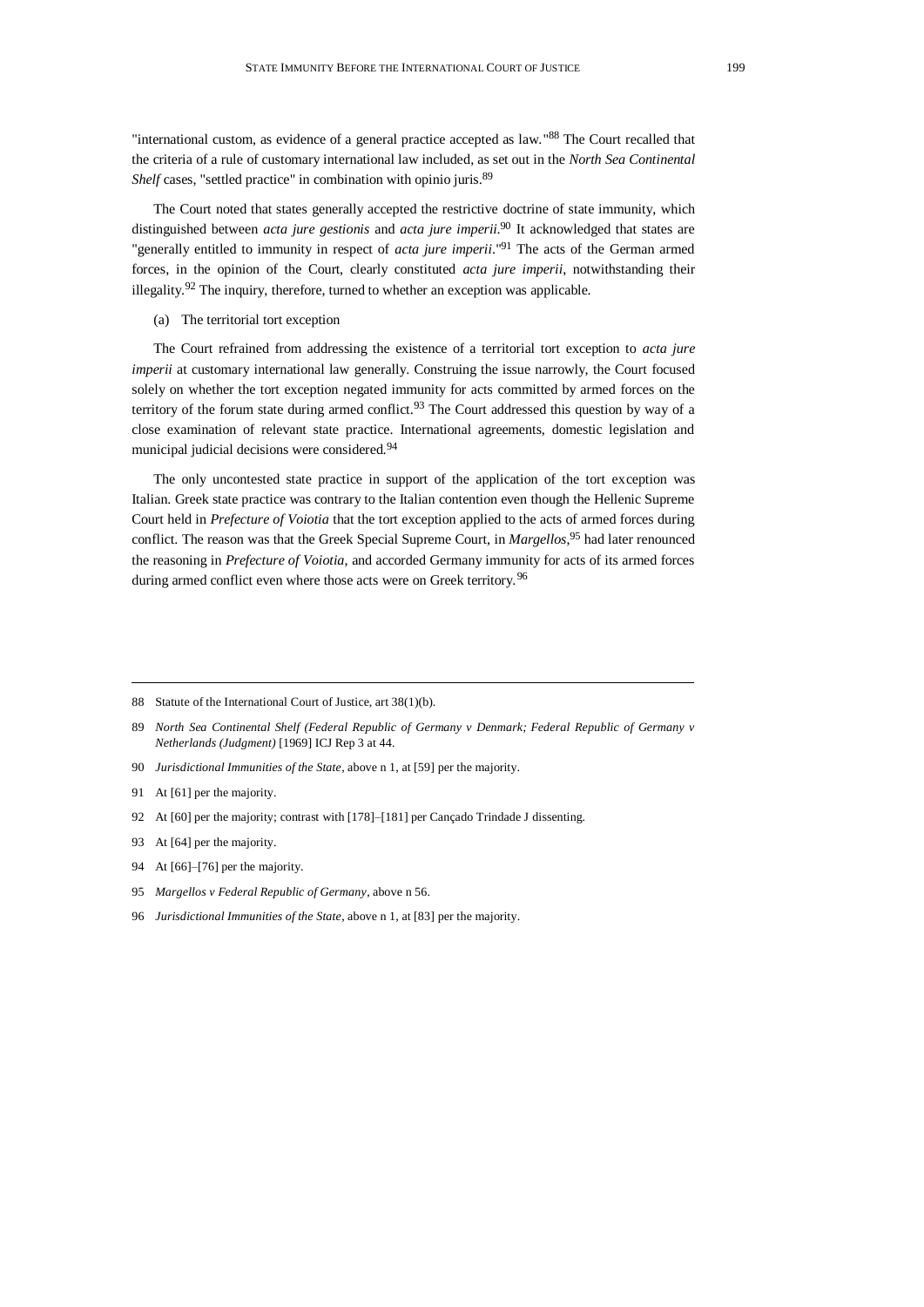"international custom, as evidence of a general practice accepted as law."[88] The Court recalled that the criteria of a rule of customary international law included, as set out in the *North Sea Continental Shelf* cases, "settled practice" in combination with opinio juris.[89]

The Court noted that states generally accepted the restrictive doctrine of state immunity, which distinguished between *acta jure gestionis* and *acta jure imperii*.[90] It acknowledged that states are "generally entitled to immunity in respect of *acta jure imperii*."[91] The acts of the German armed forces, in the opinion of the Court, clearly constituted *acta jure imperii*, notwithstanding their illegality.[92] The inquiry, therefore, turned to whether an exception was applicable.

(a) The territorial tort exception

The Court refrained from addressing the existence of a territorial tort exception to *acta jure imperii* at customary international law generally. Construing the issue narrowly, the Court focused solely on whether the tort exception negated immunity for acts committed by armed forces on the territory of the forum state during armed conflict.[93] The Court addressed this question by way of a close examination of relevant state practice. International agreements, domestic legislation and municipal judicial decisions were considered.[94]

The only uncontested state practice in support of the application of the tort exception was Italian. Greek state practice was contrary to the Italian contention even though the Hellenic Supreme Court held in *Prefecture of Voiotia* that the tort exception applied to the acts of armed forces during conflict. The reason was that the Greek Special Supreme Court, in *Margellos*,[95] had later renounced the reasoning in *Prefecture of Voiotia*, and accorded Germany immunity for acts of its armed forces during armed conflict even where those acts were on Greek territory.[96]

---

88 Statute of the International Court of Justice, art 38(1)(b).

89 *North Sea Continental Shelf (Federal Republic of Germany v Denmark; Federal Republic of Germany v Netherlands (Judgment)* [1969] ICJ Rep 3 at 44.

90 *Jurisdictional Immunities of the State*, above n 1, at [59] per the majority.

91 At [61] per the majority.

92 At [60] per the majority; contrast with [178]–[181] per Cançado Trindade J dissenting.

93 At [64] per the majority.

94 At [66]–[76] per the majority.

95 *Margellos v Federal Republic of Germany*, above n 56.

96 *Jurisdictional Immunities of the State*, above n 1, at [83] per the majority.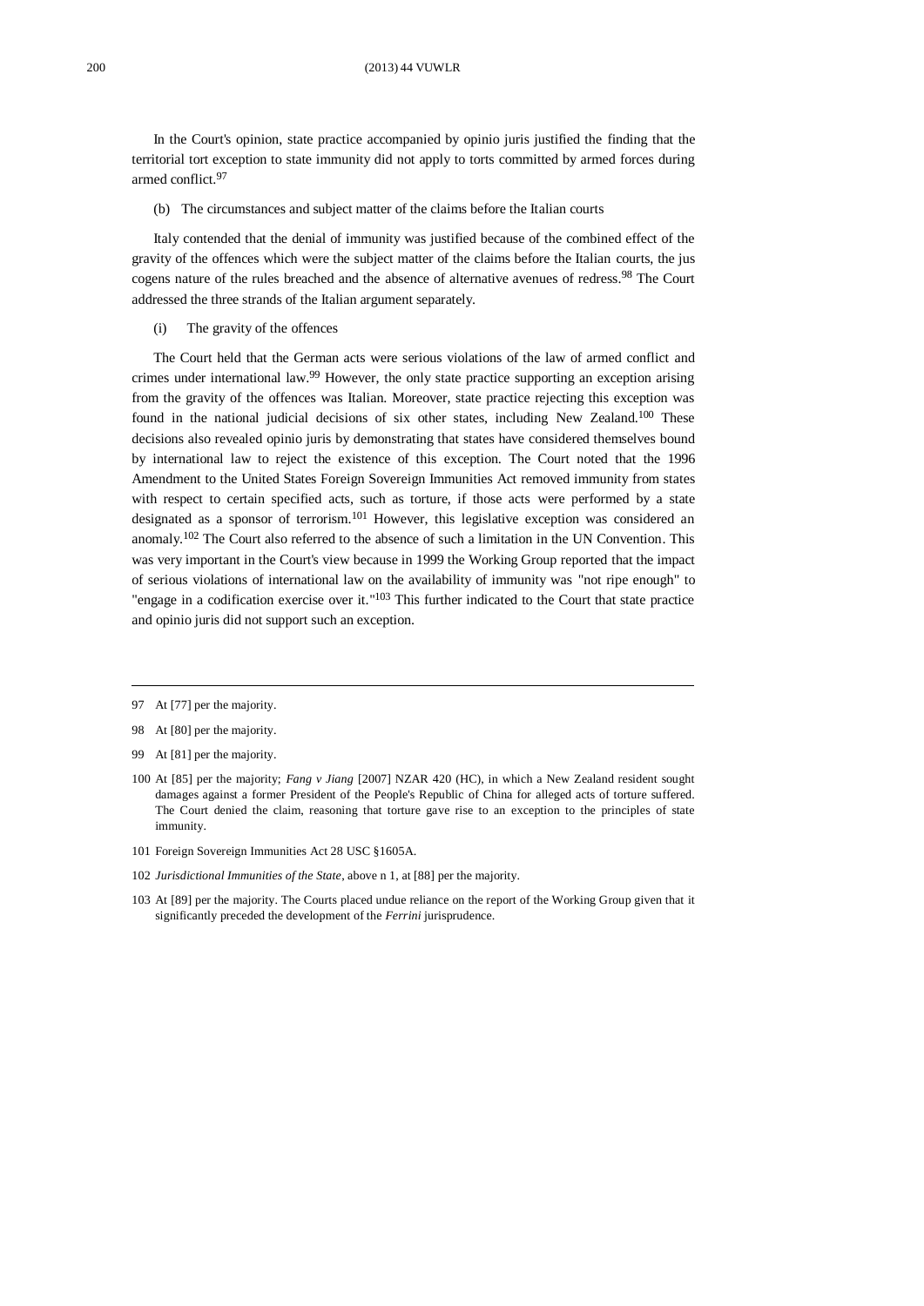In the Court's opinion, state practice accompanied by opinio juris justified the finding that the territorial tort exception to state immunity did not apply to torts committed by armed forces during armed conflict.[97]

(b) The circumstances and subject matter of the claims before the Italian courts

Italy contended that the denial of immunity was justified because of the combined effect of the gravity of the offences which were the subject matter of the claims before the Italian courts, the jus cogens nature of the rules breached and the absence of alternative avenues of redress.[98] The Court addressed the three strands of the Italian argument separately.

(i) The gravity of the offences

The Court held that the German acts were serious violations of the law of armed conflict and crimes under international law.[99] However, the only state practice supporting an exception arising from the gravity of the offences was Italian. Moreover, state practice rejecting this exception was found in the national judicial decisions of six other states, including New Zealand.[100] These decisions also revealed opinio juris by demonstrating that states have considered themselves bound by international law to reject the existence of this exception. The Court noted that the 1996 Amendment to the United States Foreign Sovereign Immunities Act removed immunity from states with respect to certain specified acts, such as torture, if those acts were performed by a state designated as a sponsor of terrorism.[101] However, this legislative exception was considered an anomaly.[102] The Court also referred to the absence of such a limitation in the UN Convention. This was very important in the Court's view because in 1999 the Working Group reported that the impact of serious violations of international law on the availability of immunity was "not ripe enough" to "engage in a codification exercise over it."[103] This further indicated to the Court that state practice and opinio juris did not support such an exception.

---

97 At [77] per the majority.

98 At [80] per the majority.

99 At [81] per the majority.

100 At [85] per the majority; *Fang v Jiang* [2007] NZAR 420 (HC), in which a New Zealand resident sought damages against a former President of the People's Republic of China for alleged acts of torture suffered. The Court denied the claim, reasoning that torture gave rise to an exception to the principles of state immunity.

101 Foreign Sovereign Immunities Act 28 USC §1605A.

102 *Jurisdictional Immunities of the State*, above n 1, at [88] per the majority.

103 At [89] per the majority. The Courts placed undue reliance on the report of the Working Group given that it significantly preceded the development of the *Ferrini* jurisprudence.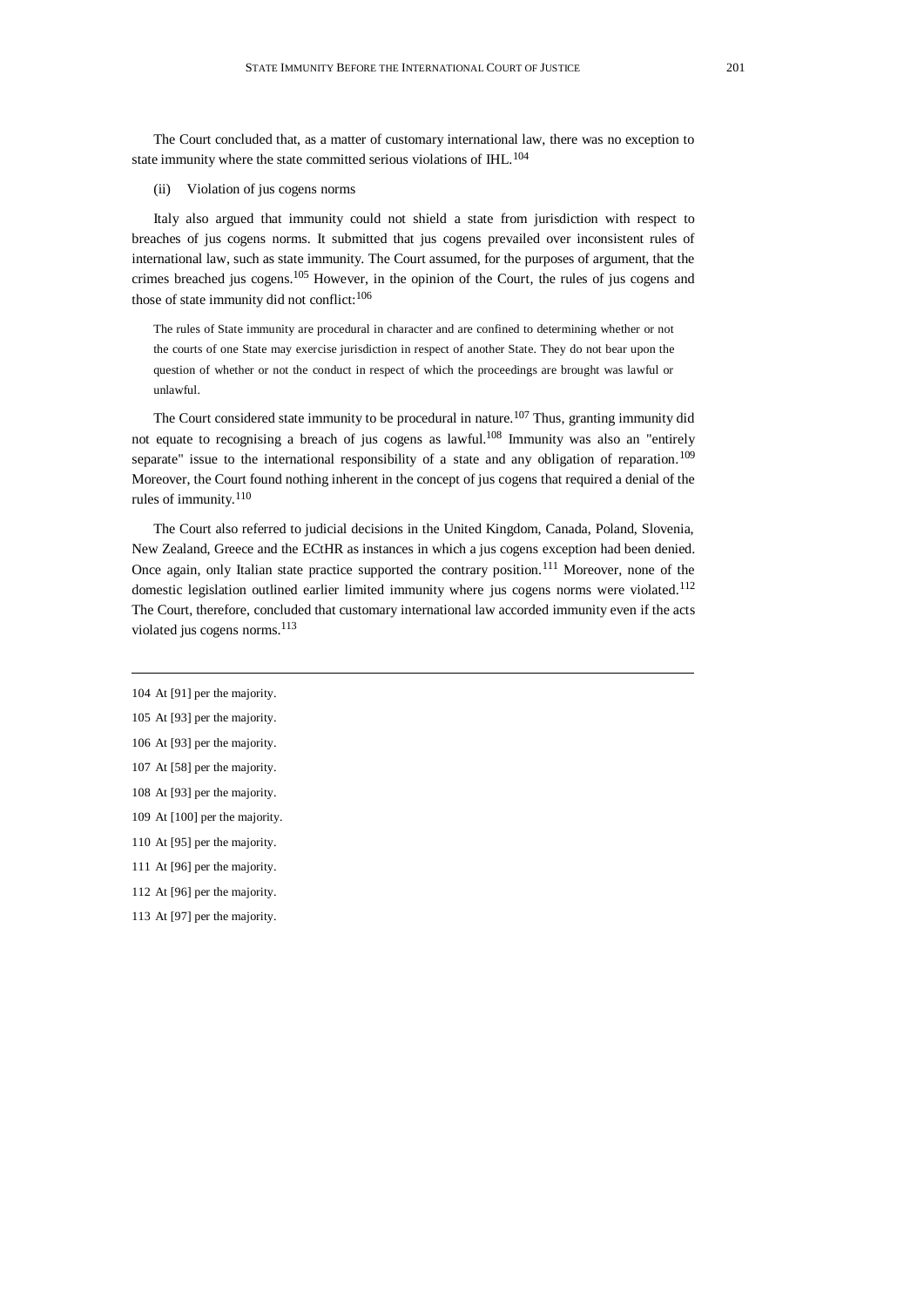The Court concluded that, as a matter of customary international law, there was no exception to state immunity where the state committed serious violations of IHL.[104]

(ii) Violation of jus cogens norms

Italy also argued that immunity could not shield a state from jurisdiction with respect to breaches of jus cogens norms. It submitted that jus cogens prevailed over inconsistent rules of international law, such as state immunity. The Court assumed, for the purposes of argument, that the crimes breached jus cogens.[105] However, in the opinion of the Court, the rules of jus cogens and those of state immunity did not conflict:[106]

> The rules of State immunity are procedural in character and are confined to determining whether or not the courts of one State may exercise jurisdiction in respect of another State. They do not bear upon the question of whether or not the conduct in respect of which the proceedings are brought was lawful or unlawful.

The Court considered state immunity to be procedural in nature.[107] Thus, granting immunity did not equate to recognising a breach of jus cogens as lawful.[108] Immunity was also an "entirely separate" issue to the international responsibility of a state and any obligation of reparation.[109] Moreover, the Court found nothing inherent in the concept of jus cogens that required a denial of the rules of immunity.[110]

The Court also referred to judicial decisions in the United Kingdom, Canada, Poland, Slovenia, New Zealand, Greece and the ECtHR as instances in which a jus cogens exception had been denied. Once again, only Italian state practice supported the contrary position.[111] Moreover, none of the domestic legislation outlined earlier limited immunity where jus cogens norms were violated.[112] The Court, therefore, concluded that customary international law accorded immunity even if the acts violated jus cogens norms.[113]

---

104 At [91] per the majority.

105 At [93] per the majority.

106 At [93] per the majority.

107 At [58] per the majority.

108 At [93] per the majority.

109 At [100] per the majority.

110 At [95] per the majority.

111 At [96] per the majority.

112 At [96] per the majority.

113 At [97] per the majority.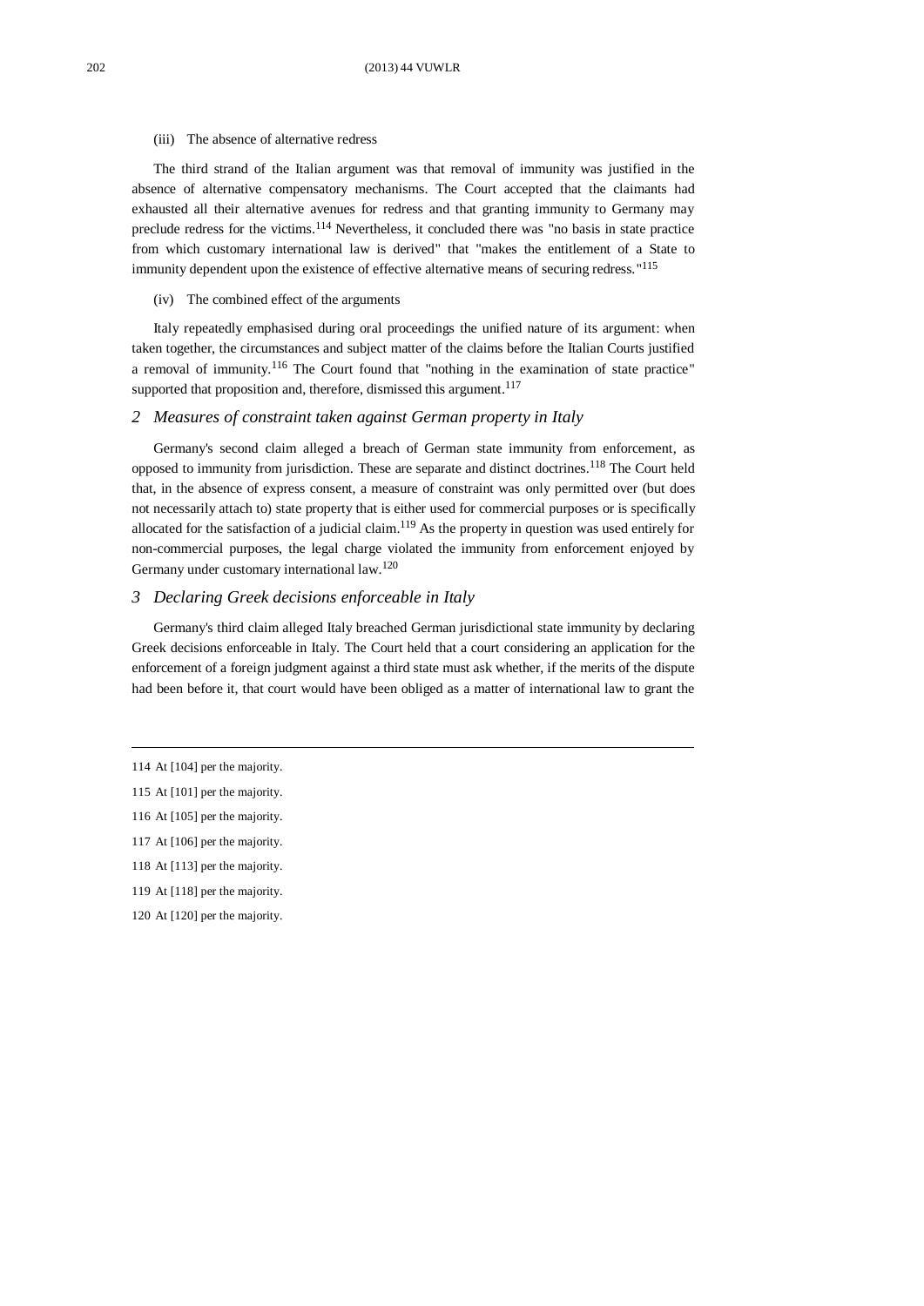(iii) The absence of alternative redress

The third strand of the Italian argument was that removal of immunity was justified in the absence of alternative compensatory mechanisms. The Court accepted that the claimants had exhausted all their alternative avenues for redress and that granting immunity to Germany may preclude redress for the victims.[114] Nevertheless, it concluded there was "no basis in state practice from which customary international law is derived" that "makes the entitlement of a State to immunity dependent upon the existence of effective alternative means of securing redress."[115]

(iv) The combined effect of the arguments

Italy repeatedly emphasised during oral proceedings the unified nature of its argument: when taken together, the circumstances and subject matter of the claims before the Italian Courts justified a removal of immunity.[116] The Court found that "nothing in the examination of state practice" supported that proposition and, therefore, dismissed this argument.[117]

### *2 Measures of constraint taken against German property in Italy*

Germany's second claim alleged a breach of German state immunity from enforcement, as opposed to immunity from jurisdiction. These are separate and distinct doctrines.[118] The Court held that, in the absence of express consent, a measure of constraint was only permitted over (but does not necessarily attach to) state property that is either used for commercial purposes or is specifically allocated for the satisfaction of a judicial claim.[119] As the property in question was used entirely for non-commercial purposes, the legal charge violated the immunity from enforcement enjoyed by Germany under customary international law.[120]

### *3 Declaring Greek decisions enforceable in Italy*

Germany's third claim alleged Italy breached German jurisdictional state immunity by declaring Greek decisions enforceable in Italy. The Court held that a court considering an application for the enforcement of a foreign judgment against a third state must ask whether, if the merits of the dispute had been before it, that court would have been obliged as a matter of international law to grant the

---

114 At [104] per the majority.

115 At [101] per the majority.

116 At [105] per the majority.

117 At [106] per the majority.

118 At [113] per the majority.

119 At [118] per the majority.

120 At [120] per the majority.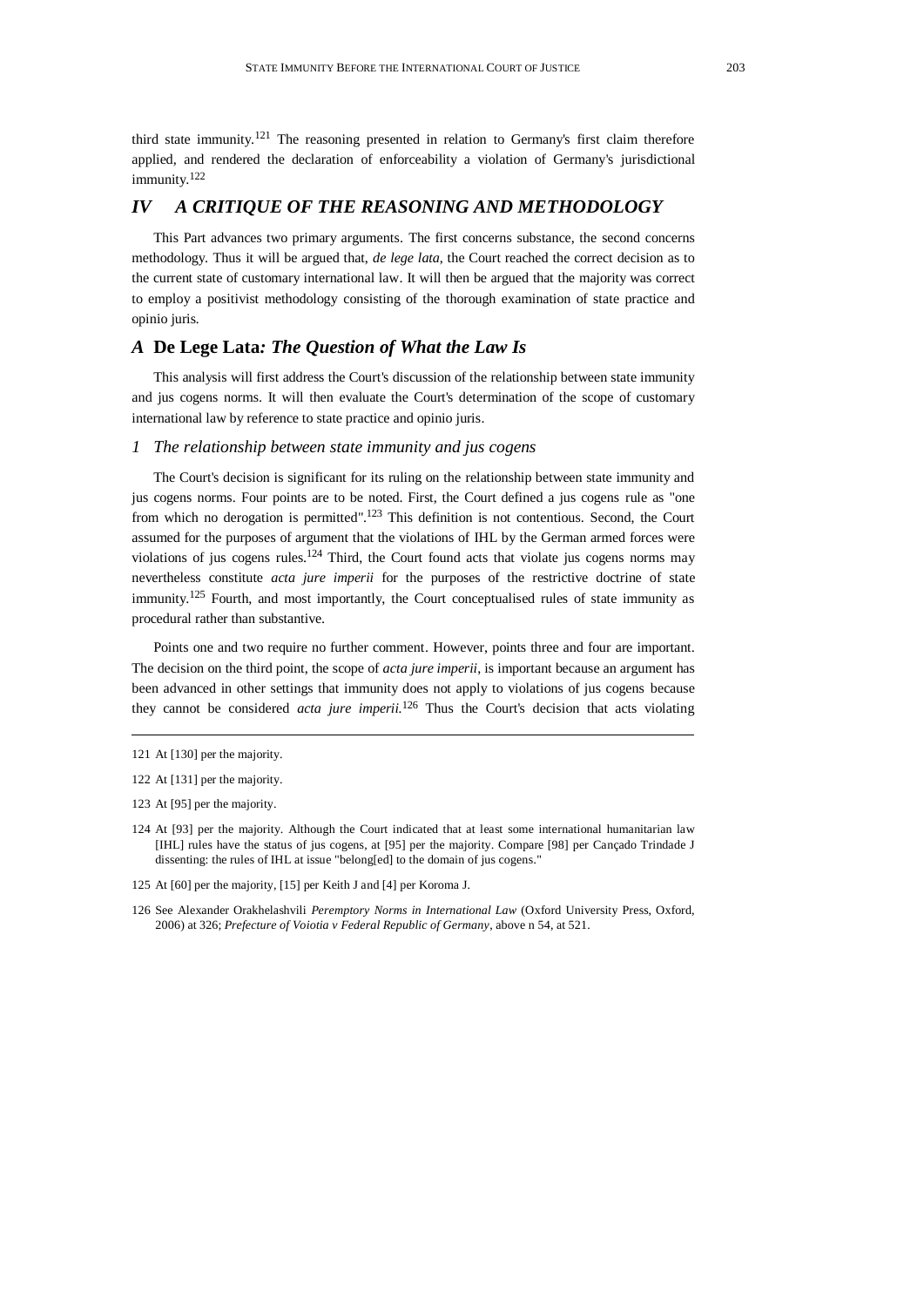third state immunity.[121] The reasoning presented in relation to Germany's first claim therefore applied, and rendered the declaration of enforceability a violation of Germany's jurisdictional immunity.[122]

## *IV A CRITIQUE OF THE REASONING AND METHODOLOGY*

This Part advances two primary arguments. The first concerns substance, the second concerns methodology. Thus it will be argued that, *de lege lata*, the Court reached the correct decision as to the current state of customary international law. It will then be argued that the majority was correct to employ a positivist methodology consisting of the thorough examination of state practice and opinio juris.

### *A* **De Lege Lata***: The Question of What the Law Is*

This analysis will first address the Court's discussion of the relationship between state immunity and jus cogens norms. It will then evaluate the Court's determination of the scope of customary international law by reference to state practice and opinio juris.

#### *1 The relationship between state immunity and jus cogens*

The Court's decision is significant for its ruling on the relationship between state immunity and jus cogens norms. Four points are to be noted. First, the Court defined a jus cogens rule as "one from which no derogation is permitted".[123] This definition is not contentious. Second, the Court assumed for the purposes of argument that the violations of IHL by the German armed forces were violations of jus cogens rules.[124] Third, the Court found acts that violate jus cogens norms may nevertheless constitute *acta jure imperii* for the purposes of the restrictive doctrine of state immunity.[125] Fourth, and most importantly, the Court conceptualised rules of state immunity as procedural rather than substantive.

Points one and two require no further comment. However, points three and four are important. The decision on the third point, the scope of *acta jure imperii*, is important because an argument has been advanced in other settings that immunity does not apply to violations of jus cogens because they cannot be considered *acta jure imperii*.[126] Thus the Court's decision that acts violating

---

121 At [130] per the majority.

122 At [131] per the majority.

123 At [95] per the majority.

124 At [93] per the majority. Although the Court indicated that at least some international humanitarian law [IHL] rules have the status of jus cogens, at [95] per the majority. Compare [98] per Cançado Trindade J dissenting: the rules of IHL at issue "belong[ed] to the domain of jus cogens."

125 At [60] per the majority, [15] per Keith J and [4] per Koroma J.

126 See Alexander Orakhelashvili *Peremptory Norms in International Law* (Oxford University Press, Oxford, 2006) at 326; *Prefecture of Voiotia v Federal Republic of Germany*, above n 54, at 521.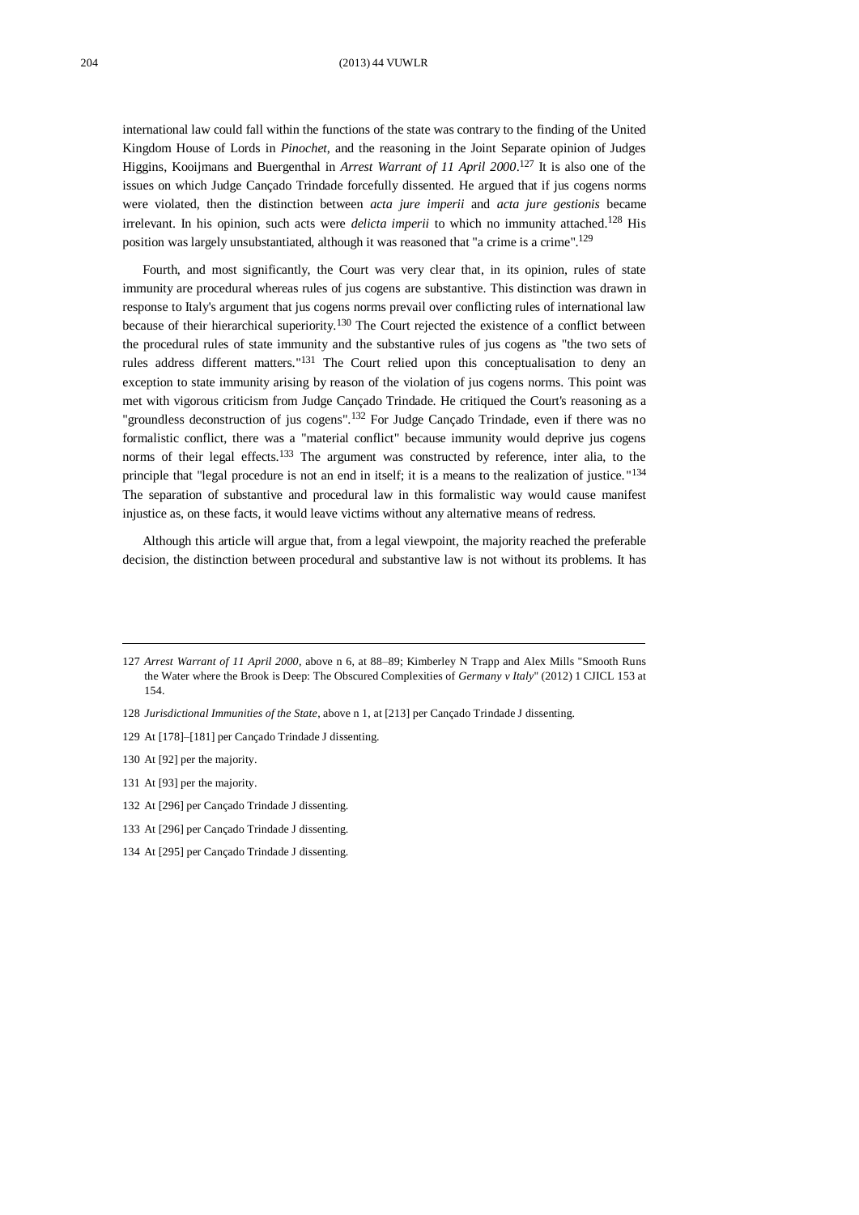international law could fall within the functions of the state was contrary to the finding of the United Kingdom House of Lords in *Pinochet*, and the reasoning in the Joint Separate opinion of Judges Higgins, Kooijmans and Buergenthal in *Arrest Warrant of 11 April 2000*.[127] It is also one of the issues on which Judge Cançado Trindade forcefully dissented. He argued that if jus cogens norms were violated, then the distinction between *acta jure imperii* and *acta jure gestionis* became irrelevant. In his opinion, such acts were *delicta imperii* to which no immunity attached.[128] His position was largely unsubstantiated, although it was reasoned that "a crime is a crime".[129]

Fourth, and most significantly, the Court was very clear that, in its opinion, rules of state immunity are procedural whereas rules of jus cogens are substantive. This distinction was drawn in response to Italy's argument that jus cogens norms prevail over conflicting rules of international law because of their hierarchical superiority.[130] The Court rejected the existence of a conflict between the procedural rules of state immunity and the substantive rules of jus cogens as "the two sets of rules address different matters."[131] The Court relied upon this conceptualisation to deny an exception to state immunity arising by reason of the violation of jus cogens norms. This point was met with vigorous criticism from Judge Cançado Trindade. He critiqued the Court's reasoning as a "groundless deconstruction of jus cogens".[132] For Judge Cançado Trindade, even if there was no formalistic conflict, there was a "material conflict" because immunity would deprive jus cogens norms of their legal effects.[133] The argument was constructed by reference, inter alia, to the principle that "legal procedure is not an end in itself; it is a means to the realization of justice."[134] The separation of substantive and procedural law in this formalistic way would cause manifest injustice as, on these facts, it would leave victims without any alternative means of redress.

Although this article will argue that, from a legal viewpoint, the majority reached the preferable decision, the distinction between procedural and substantive law is not without its problems. It has

---

127 *Arrest Warrant of 11 April 2000*, above n 6, at 88–89; Kimberley N Trapp and Alex Mills "Smooth Runs the Water where the Brook is Deep: The Obscured Complexities of *Germany v Italy*" (2012) 1 CJICL 153 at 154.

128 *Jurisdictional Immunities of the State*, above n 1, at [213] per Cançado Trindade J dissenting.

129 At [178]–[181] per Cançado Trindade J dissenting.

130 At [92] per the majority.

131 At [93] per the majority.

132 At [296] per Cançado Trindade J dissenting.

133 At [296] per Cançado Trindade J dissenting.

134 At [295] per Cançado Trindade J dissenting.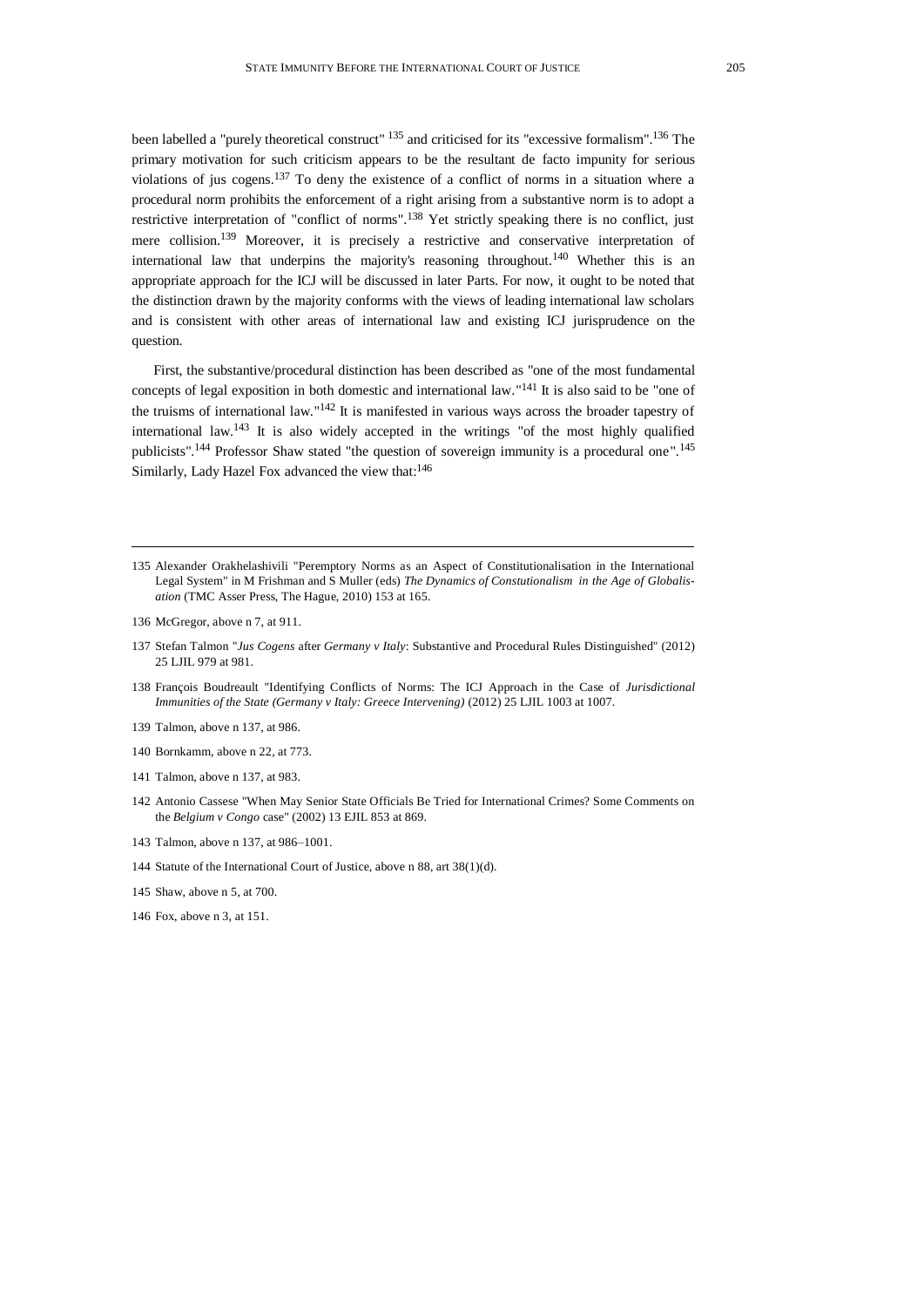been labelled a "purely theoretical construct" [135] and criticised for its "excessive formalism".[136] The primary motivation for such criticism appears to be the resultant de facto impunity for serious violations of jus cogens.[137] To deny the existence of a conflict of norms in a situation where a procedural norm prohibits the enforcement of a right arising from a substantive norm is to adopt a restrictive interpretation of "conflict of norms".[138] Yet strictly speaking there is no conflict, just mere collision.[139] Moreover, it is precisely a restrictive and conservative interpretation of international law that underpins the majority's reasoning throughout.[140] Whether this is an appropriate approach for the ICJ will be discussed in later Parts. For now, it ought to be noted that the distinction drawn by the majority conforms with the views of leading international law scholars and is consistent with other areas of international law and existing ICJ jurisprudence on the question.

First, the substantive/procedural distinction has been described as "one of the most fundamental concepts of legal exposition in both domestic and international law."[141] It is also said to be "one of the truisms of international law."[142] It is manifested in various ways across the broader tapestry of international law.[143] It is also widely accepted in the writings "of the most highly qualified publicists".[144] Professor Shaw stated "the question of sovereign immunity is a procedural one".[145] Similarly, Lady Hazel Fox advanced the view that:[146]

---

135 Alexander Orakhelashivili "Peremptory Norms as an Aspect of Constitutionalisation in the International Legal System" in M Frishman and S Muller (eds) *The Dynamics of Constutionalism in the Age of Globalisation* (TMC Asser Press, The Hague, 2010) 153 at 165.

136 McGregor, above n 7, at 911.

137 Stefan Talmon "*Jus Cogens* after *Germany v Italy*: Substantive and Procedural Rules Distinguished" (2012) 25 LJIL 979 at 981.

138 François Boudreault "Identifying Conflicts of Norms: The ICJ Approach in the Case of *Jurisdictional Immunities of the State (Germany v Italy: Greece Intervening)* (2012) 25 LJIL 1003 at 1007.

139 Talmon, above n 137, at 986.

140 Bornkamm, above n 22, at 773.

141 Talmon, above n 137, at 983.

142 Antonio Cassese "When May Senior State Officials Be Tried for International Crimes? Some Comments on the *Belgium v Congo* case" (2002) 13 EJIL 853 at 869.

143 Talmon, above n 137, at 986–1001.

144 Statute of the International Court of Justice, above n 88, art 38(1)(d).

145 Shaw, above n 5, at 700.

146 Fox, above n 3, at 151.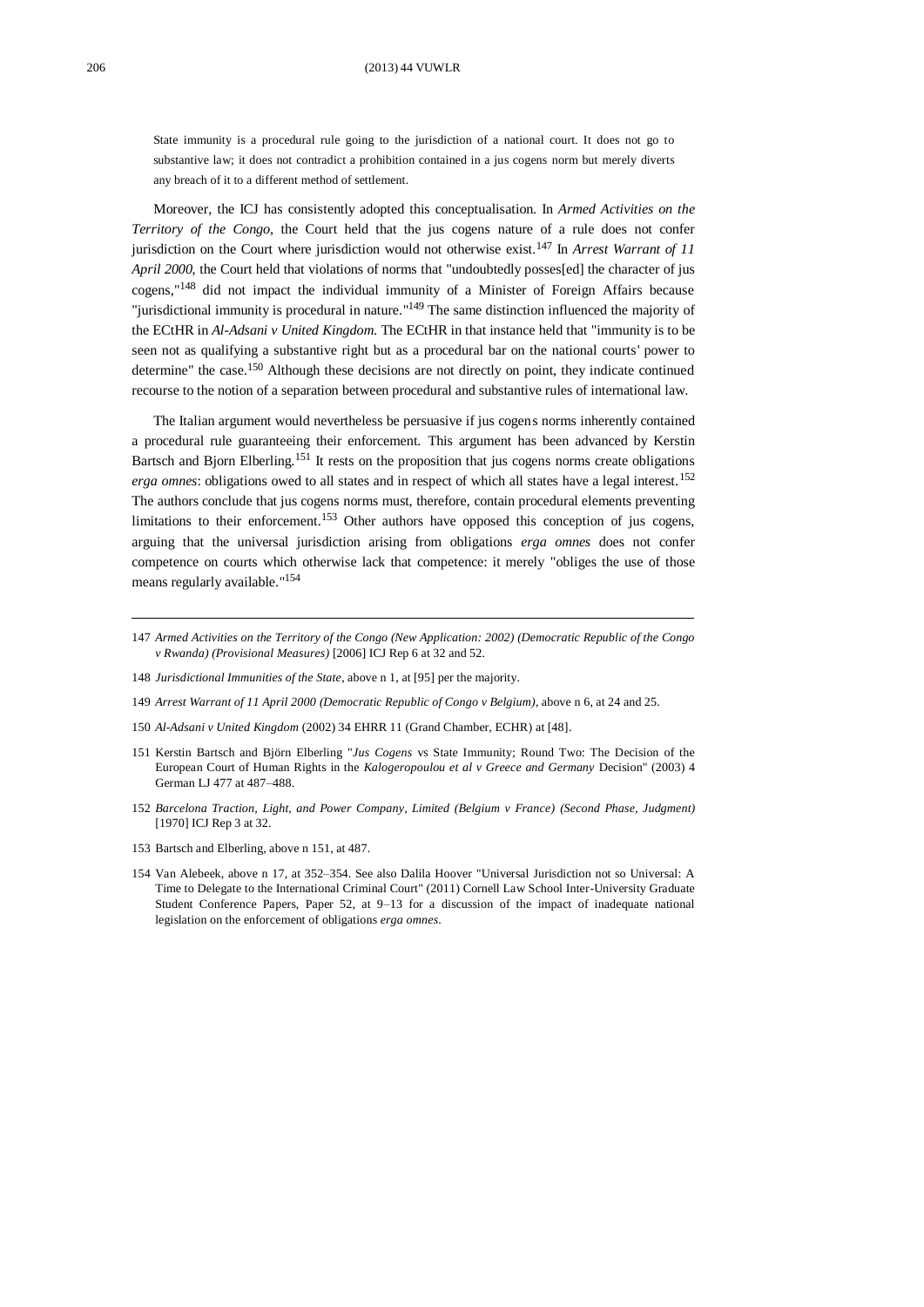> State immunity is a procedural rule going to the jurisdiction of a national court. It does not go to substantive law; it does not contradict a prohibition contained in a jus cogens norm but merely diverts any breach of it to a different method of settlement.

Moreover, the ICJ has consistently adopted this conceptualisation. In *Armed Activities on the Territory of the Congo*, the Court held that the jus cogens nature of a rule does not confer jurisdiction on the Court where jurisdiction would not otherwise exist.[147] In *Arrest Warrant of 11 April 2000*, the Court held that violations of norms that "undoubtedly posses[ed] the character of jus cogens,"[148] did not impact the individual immunity of a Minister of Foreign Affairs because "jurisdictional immunity is procedural in nature."[149] The same distinction influenced the majority of the ECtHR in *Al-Adsani v United Kingdom.* The ECtHR in that instance held that "immunity is to be seen not as qualifying a substantive right but as a procedural bar on the national courts' power to determine" the case.[150] Although these decisions are not directly on point, they indicate continued recourse to the notion of a separation between procedural and substantive rules of international law.

The Italian argument would nevertheless be persuasive if jus cogens norms inherently contained a procedural rule guaranteeing their enforcement. This argument has been advanced by Kerstin Bartsch and Bjorn Elberling.[151] It rests on the proposition that jus cogens norms create obligations *erga omnes*: obligations owed to all states and in respect of which all states have a legal interest.[152] The authors conclude that jus cogens norms must, therefore, contain procedural elements preventing limitations to their enforcement.[153] Other authors have opposed this conception of jus cogens, arguing that the universal jurisdiction arising from obligations *erga omnes* does not confer competence on courts which otherwise lack that competence: it merely "obliges the use of those means regularly available."[154]

---

147 *Armed Activities on the Territory of the Congo (New Application: 2002) (Democratic Republic of the Congo v Rwanda) (Provisional Measures)* [2006] ICJ Rep 6 at 32 and 52.

148 *Jurisdictional Immunities of the State*, above n 1, at [95] per the majority.

149 *Arrest Warrant of 11 April 2000 (Democratic Republic of Congo v Belgium)*, above n 6, at 24 and 25.

150 *Al-Adsani v United Kingdom* (2002) 34 EHRR 11 (Grand Chamber, ECHR) at [48].

151 Kerstin Bartsch and Björn Elberling "*Jus Cogens* vs State Immunity; Round Two: The Decision of the European Court of Human Rights in the *Kalogeropoulou et al v Greece and Germany* Decision" (2003) 4 German LJ 477 at 487–488.

152 *Barcelona Traction, Light, and Power Company, Limited (Belgium v France) (Second Phase, Judgment)* [1970] ICJ Rep 3 at 32.

153 Bartsch and Elberling, above n 151, at 487.

154 Van Alebeek, above n 17, at 352–354. See also Dalila Hoover "Universal Jurisdiction not so Universal: A Time to Delegate to the International Criminal Court" (2011) Cornell Law School Inter-University Graduate Student Conference Papers, Paper 52, at 9–13 for a discussion of the impact of inadequate national legislation on the enforcement of obligations *erga omnes*.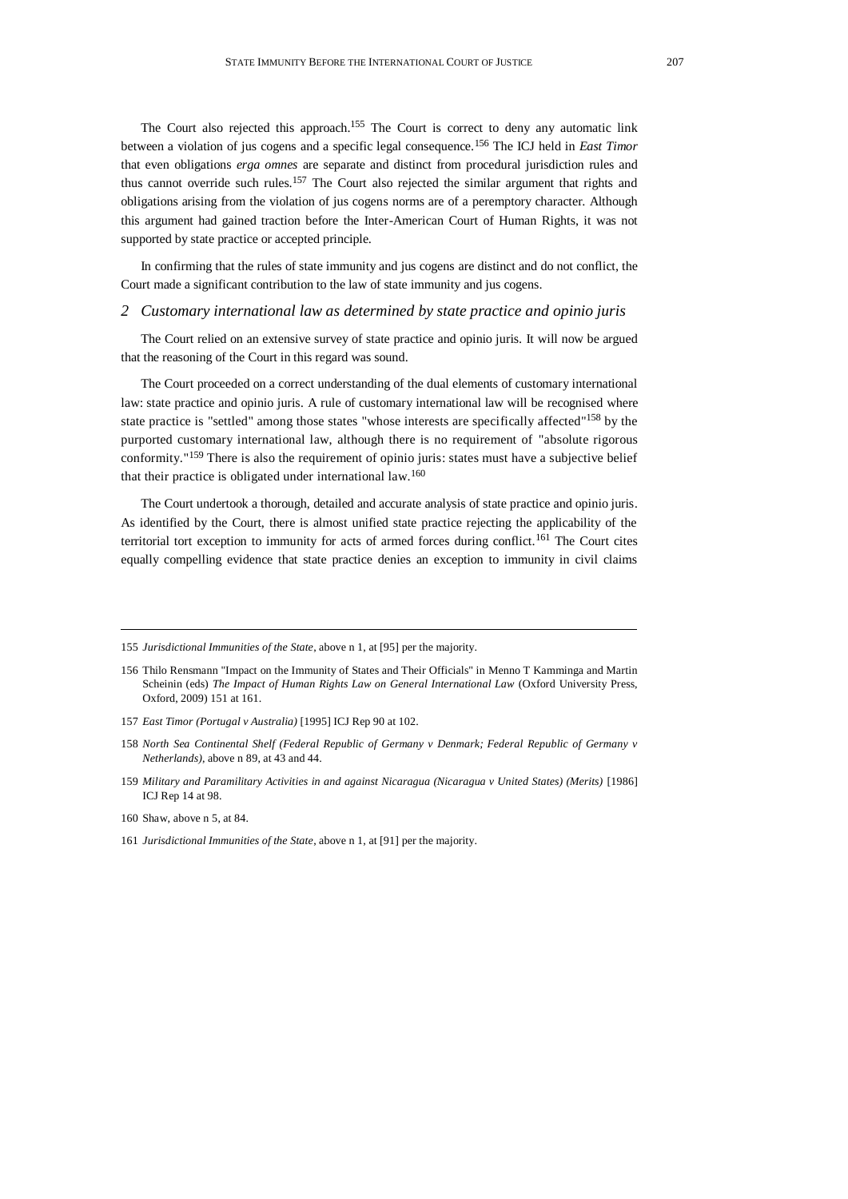The Court also rejected this approach.[155] The Court is correct to deny any automatic link between a violation of jus cogens and a specific legal consequence.[156] The ICJ held in *East Timor* that even obligations *erga omnes* are separate and distinct from procedural jurisdiction rules and thus cannot override such rules.[157] The Court also rejected the similar argument that rights and obligations arising from the violation of jus cogens norms are of a peremptory character. Although this argument had gained traction before the Inter-American Court of Human Rights, it was not supported by state practice or accepted principle.

In confirming that the rules of state immunity and jus cogens are distinct and do not conflict, the Court made a significant contribution to the law of state immunity and jus cogens.

### *2 Customary international law as determined by state practice and opinio juris*

The Court relied on an extensive survey of state practice and opinio juris. It will now be argued that the reasoning of the Court in this regard was sound.

The Court proceeded on a correct understanding of the dual elements of customary international law: state practice and opinio juris. A rule of customary international law will be recognised where state practice is "settled" among those states "whose interests are specifically affected"[158] by the purported customary international law, although there is no requirement of "absolute rigorous conformity."[159] There is also the requirement of opinio juris: states must have a subjective belief that their practice is obligated under international law.[160]

The Court undertook a thorough, detailed and accurate analysis of state practice and opinio juris. As identified by the Court, there is almost unified state practice rejecting the applicability of the territorial tort exception to immunity for acts of armed forces during conflict.[161] The Court cites equally compelling evidence that state practice denies an exception to immunity in civil claims

---

155 *Jurisdictional Immunities of the State*, above n 1, at [95] per the majority.

156 Thilo Rensmann "Impact on the Immunity of States and Their Officials" in Menno T Kamminga and Martin Scheinin (eds) *The Impact of Human Rights Law on General International Law* (Oxford University Press, Oxford, 2009) 151 at 161.

157 *East Timor (Portugal v Australia)* [1995] ICJ Rep 90 at 102.

158 *North Sea Continental Shelf (Federal Republic of Germany v Denmark; Federal Republic of Germany v Netherlands)*, above n 89, at 43 and 44.

159 *Military and Paramilitary Activities in and against Nicaragua (Nicaragua v United States) (Merits)* [1986] ICJ Rep 14 at 98.

160 Shaw, above n 5, at 84.

161 *Jurisdictional Immunities of the State*, above n 1, at [91] per the majority.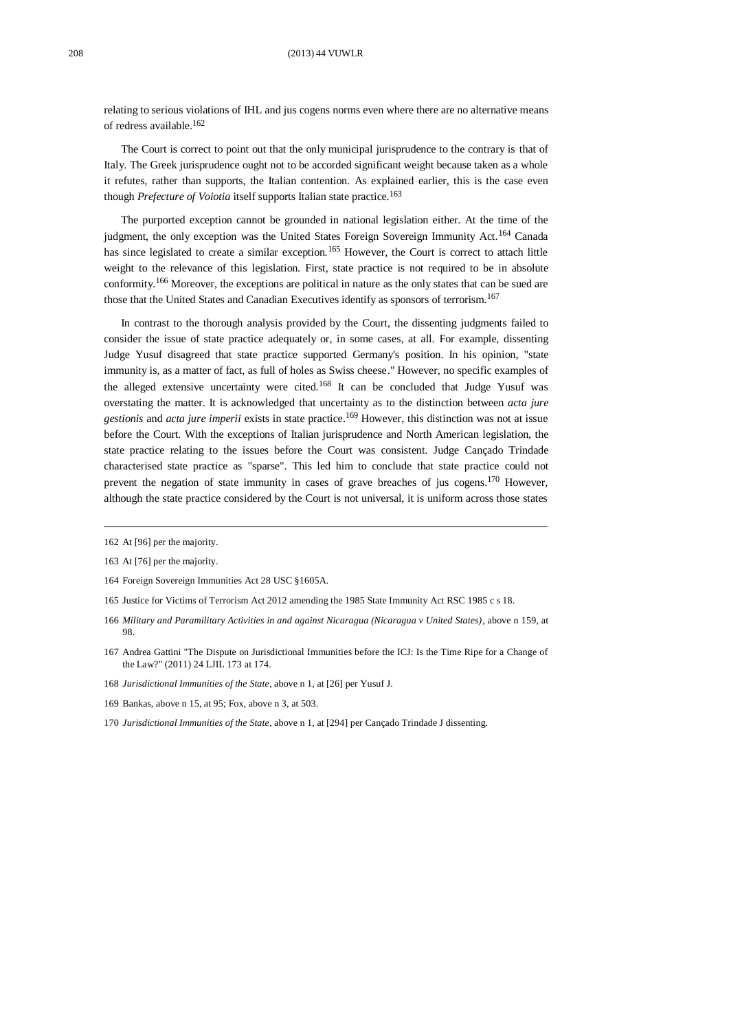relating to serious violations of IHL and jus cogens norms even where there are no alternative means of redress available.[162]

The Court is correct to point out that the only municipal jurisprudence to the contrary is that of Italy. The Greek jurisprudence ought not to be accorded significant weight because taken as a whole it refutes, rather than supports, the Italian contention. As explained earlier, this is the case even though *Prefecture of Voiotia* itself supports Italian state practice.[163]

The purported exception cannot be grounded in national legislation either. At the time of the judgment, the only exception was the United States Foreign Sovereign Immunity Act.[164] Canada has since legislated to create a similar exception.[165] However, the Court is correct to attach little weight to the relevance of this legislation. First, state practice is not required to be in absolute conformity.[166] Moreover, the exceptions are political in nature as the only states that can be sued are those that the United States and Canadian Executives identify as sponsors of terrorism.[167]

In contrast to the thorough analysis provided by the Court, the dissenting judgments failed to consider the issue of state practice adequately or, in some cases, at all. For example, dissenting Judge Yusuf disagreed that state practice supported Germany's position. In his opinion, "state immunity is, as a matter of fact, as full of holes as Swiss cheese." However, no specific examples of the alleged extensive uncertainty were cited.[168] It can be concluded that Judge Yusuf was overstating the matter. It is acknowledged that uncertainty as to the distinction between *acta jure gestionis* and *acta jure imperii* exists in state practice.[169] However, this distinction was not at issue before the Court. With the exceptions of Italian jurisprudence and North American legislation, the state practice relating to the issues before the Court was consistent. Judge Cançado Trindade characterised state practice as "sparse". This led him to conclude that state practice could not prevent the negation of state immunity in cases of grave breaches of jus cogens.[170] However, although the state practice considered by the Court is not universal, it is uniform across those states

---

162 At [96] per the majority.

163 At [76] per the majority.

164 Foreign Sovereign Immunities Act 28 USC §1605A.

165 Justice for Victims of Terrorism Act 2012 amending the 1985 State Immunity Act RSC 1985 c s 18.

166 *Military and Paramilitary Activities in and against Nicaragua (Nicaragua v United States)*, above n 159, at 98.

167 Andrea Gattini "The Dispute on Jurisdictional Immunities before the ICJ: Is the Time Ripe for a Change of the Law?" (2011) 24 LJIL 173 at 174.

168 *Jurisdictional Immunities of the State*, above n 1, at [26] per Yusuf J.

169 Bankas, above n 15, at 95; Fox, above n 3, at 503.

170 *Jurisdictional Immunities of the State*, above n 1, at [294] per Cançado Trindade J dissenting.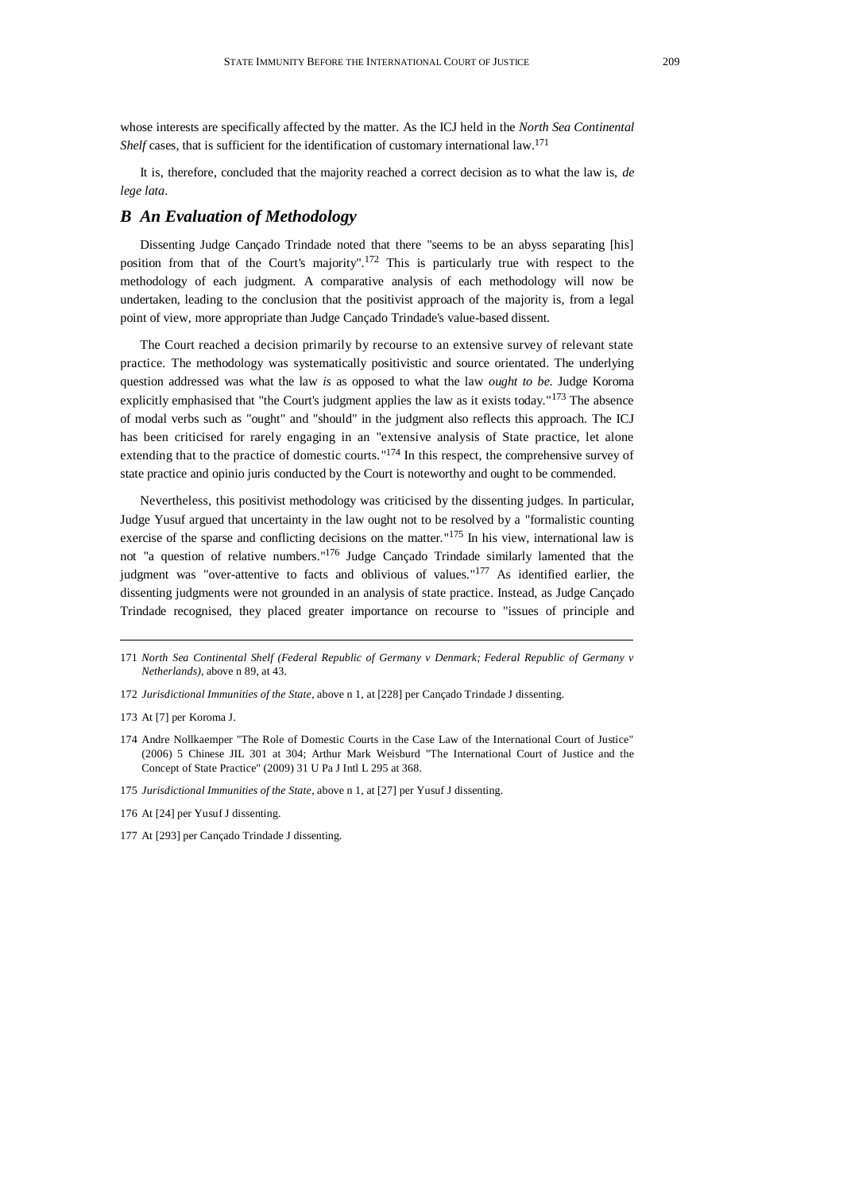whose interests are specifically affected by the matter. As the ICJ held in the *North Sea Continental Shelf* cases, that is sufficient for the identification of customary international law.[171]

It is, therefore, concluded that the majority reached a correct decision as to what the law is, *de lege lata*.

## *B An Evaluation of Methodology*

Dissenting Judge Cançado Trindade noted that there "seems to be an abyss separating [his] position from that of the Court's majority".[172] This is particularly true with respect to the methodology of each judgment. A comparative analysis of each methodology will now be undertaken, leading to the conclusion that the positivist approach of the majority is, from a legal point of view, more appropriate than Judge Cançado Trindade's value-based dissent.

The Court reached a decision primarily by recourse to an extensive survey of relevant state practice. The methodology was systematically positivistic and source orientated. The underlying question addressed was what the law *is* as opposed to what the law *ought to be*. Judge Koroma explicitly emphasised that "the Court's judgment applies the law as it exists today."[173] The absence of modal verbs such as "ought" and "should" in the judgment also reflects this approach. The ICJ has been criticised for rarely engaging in an "extensive analysis of State practice, let alone extending that to the practice of domestic courts."[174] In this respect, the comprehensive survey of state practice and opinio juris conducted by the Court is noteworthy and ought to be commended.

Nevertheless, this positivist methodology was criticised by the dissenting judges. In particular, Judge Yusuf argued that uncertainty in the law ought not to be resolved by a "formalistic counting exercise of the sparse and conflicting decisions on the matter."[175] In his view, international law is not "a question of relative numbers."[176] Judge Cançado Trindade similarly lamented that the judgment was "over-attentive to facts and oblivious of values."[177] As identified earlier, the dissenting judgments were not grounded in an analysis of state practice. Instead, as Judge Cançado Trindade recognised, they placed greater importance on recourse to "issues of principle and

---

171 *North Sea Continental Shelf (Federal Republic of Germany v Denmark; Federal Republic of Germany v Netherlands)*, above n 89, at 43.

172 *Jurisdictional Immunities of the State*, above n 1, at [228] per Cançado Trindade J dissenting.

173 At [7] per Koroma J.

174 Andre Nollkaemper "The Role of Domestic Courts in the Case Law of the International Court of Justice" (2006) 5 Chinese JIL 301 at 304; Arthur Mark Weisburd "The International Court of Justice and the Concept of State Practice" (2009) 31 U Pa J Intl L 295 at 368.

175 *Jurisdictional Immunities of the State*, above n 1, at [27] per Yusuf J dissenting.

176 At [24] per Yusuf J dissenting.

177 At [293] per Cançado Trindade J dissenting.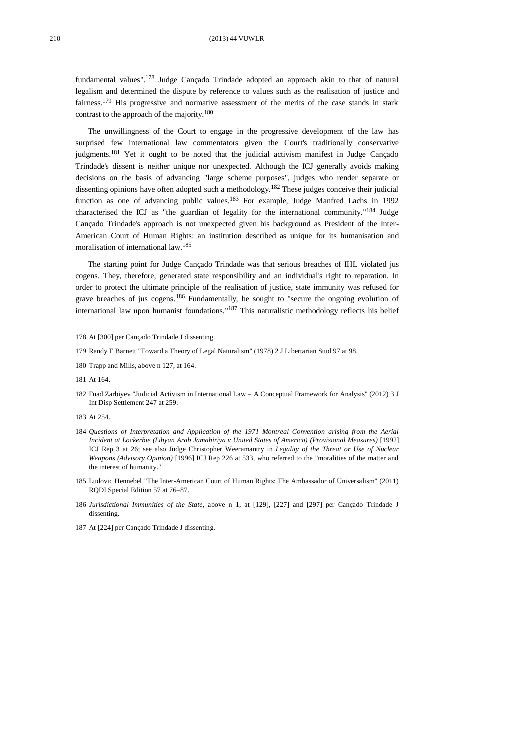fundamental values".[178] Judge Cançado Trindade adopted an approach akin to that of natural legalism and determined the dispute by reference to values such as the realisation of justice and fairness.[179] His progressive and normative assessment of the merits of the case stands in stark contrast to the approach of the majority.[180]

The unwillingness of the Court to engage in the progressive development of the law has surprised few international law commentators given the Court's traditionally conservative judgments.[181] Yet it ought to be noted that the judicial activism manifest in Judge Cançado Trindade's dissent is neither unique nor unexpected. Although the ICJ generally avoids making decisions on the basis of advancing "large scheme purposes", judges who render separate or dissenting opinions have often adopted such a methodology.[182] These judges conceive their judicial function as one of advancing public values.[183] For example, Judge Manfred Lachs in 1992 characterised the ICJ as "the guardian of legality for the international community."[184] Judge Cançado Trindade's approach is not unexpected given his background as President of the Inter-American Court of Human Rights: an institution described as unique for its humanisation and moralisation of international law.[185]

The starting point for Judge Cançado Trindade was that serious breaches of IHL violated jus cogens. They, therefore, generated state responsibility and an individual's right to reparation. In order to protect the ultimate principle of the realisation of justice, state immunity was refused for grave breaches of jus cogens.[186] Fundamentally, he sought to "secure the ongoing evolution of international law upon humanist foundations."[187] This naturalistic methodology reflects his belief

---

178 At [300] per Cançado Trindade J dissenting.

179 Randy E Barnett "Toward a Theory of Legal Naturalism" (1978) 2 J Libertarian Stud 97 at 98.

180 Trapp and Mills, above n 127, at 164.

181 At 164.

182 Fuad Zarbiyev "Judicial Activism in International Law – A Conceptual Framework for Analysis" (2012) 3 J Int Disp Settlement 247 at 259.

183 At 254.

184 *Questions of Interpretation and Application of the 1971 Montreal Convention arising from the Aerial Incident at Lockerbie (Libyan Arab Jamahiriya v United States of America) (Provisional Measures)* [1992] ICJ Rep 3 at 26; see also Judge Christopher Weeramantry in *Legality of the Threat or Use of Nuclear Weapons (Advisory Opinion)* [1996] ICJ Rep 226 at 533, who referred to the "moralities of the matter and the interest of humanity."

185 Ludovic Hennebel "The Inter-American Court of Human Rights: The Ambassador of Universalism" (2011) RQDI Special Edition 57 at 76–87.

186 *Jurisdictional Immunities of the State*, above n 1, at [129], [227] and [297] per Cançado Trindade J dissenting.

187 At [224] per Cançado Trindade J dissenting.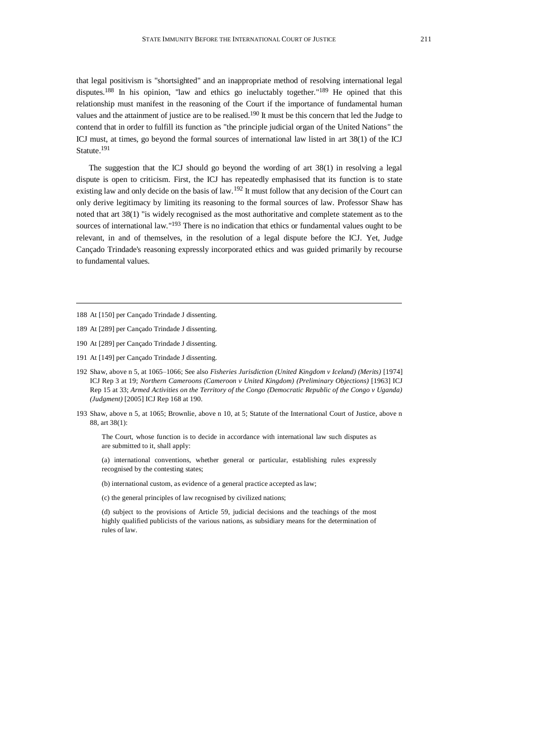that legal positivism is "shortsighted" and an inappropriate method of resolving international legal disputes.[188] In his opinion, "law and ethics go ineluctably together."[189] He opined that this relationship must manifest in the reasoning of the Court if the importance of fundamental human values and the attainment of justice are to be realised.[190] It must be this concern that led the Judge to contend that in order to fulfill its function as "the principle judicial organ of the United Nations" the ICJ must, at times, go beyond the formal sources of international law listed in art 38(1) of the ICJ Statute.[191]

The suggestion that the ICJ should go beyond the wording of art 38(1) in resolving a legal dispute is open to criticism. First, the ICJ has repeatedly emphasised that its function is to state existing law and only decide on the basis of law.[192] It must follow that any decision of the Court can only derive legitimacy by limiting its reasoning to the formal sources of law. Professor Shaw has noted that art 38(1) "is widely recognised as the most authoritative and complete statement as to the sources of international law."[193] There is no indication that ethics or fundamental values ought to be relevant, in and of themselves, in the resolution of a legal dispute before the ICJ. Yet, Judge Cançado Trindade's reasoning expressly incorporated ethics and was guided primarily by recourse to fundamental values.

---

188 At [150] per Cançado Trindade J dissenting.

189 At [289] per Cançado Trindade J dissenting.

190 At [289] per Cançado Trindade J dissenting.

191 At [149] per Cançado Trindade J dissenting.

192 Shaw, above n 5, at 1065–1066; See also *Fisheries Jurisdiction (United Kingdom v Iceland) (Merits)* [1974] ICJ Rep 3 at 19; *Northern Cameroons (Cameroon v United Kingdom) (Preliminary Objections)* [1963] ICJ Rep 15 at 33; *Armed Activities on the Territory of the Congo (Democratic Republic of the Congo v Uganda) (Judgment)* [2005] ICJ Rep 168 at 190.

193 Shaw, above n 5, at 1065; Brownlie, above n 10, at 5; Statute of the International Court of Justice, above n 88, art 38(1):

> The Court, whose function is to decide in accordance with international law such disputes as are submitted to it, shall apply:
>
> (a) international conventions, whether general or particular, establishing rules expressly recognised by the contesting states;
>
> (b) international custom, as evidence of a general practice accepted as law;
>
> (c) the general principles of law recognised by civilized nations;
>
> (d) subject to the provisions of Article 59, judicial decisions and the teachings of the most highly qualified publicists of the various nations, as subsidiary means for the determination of rules of law.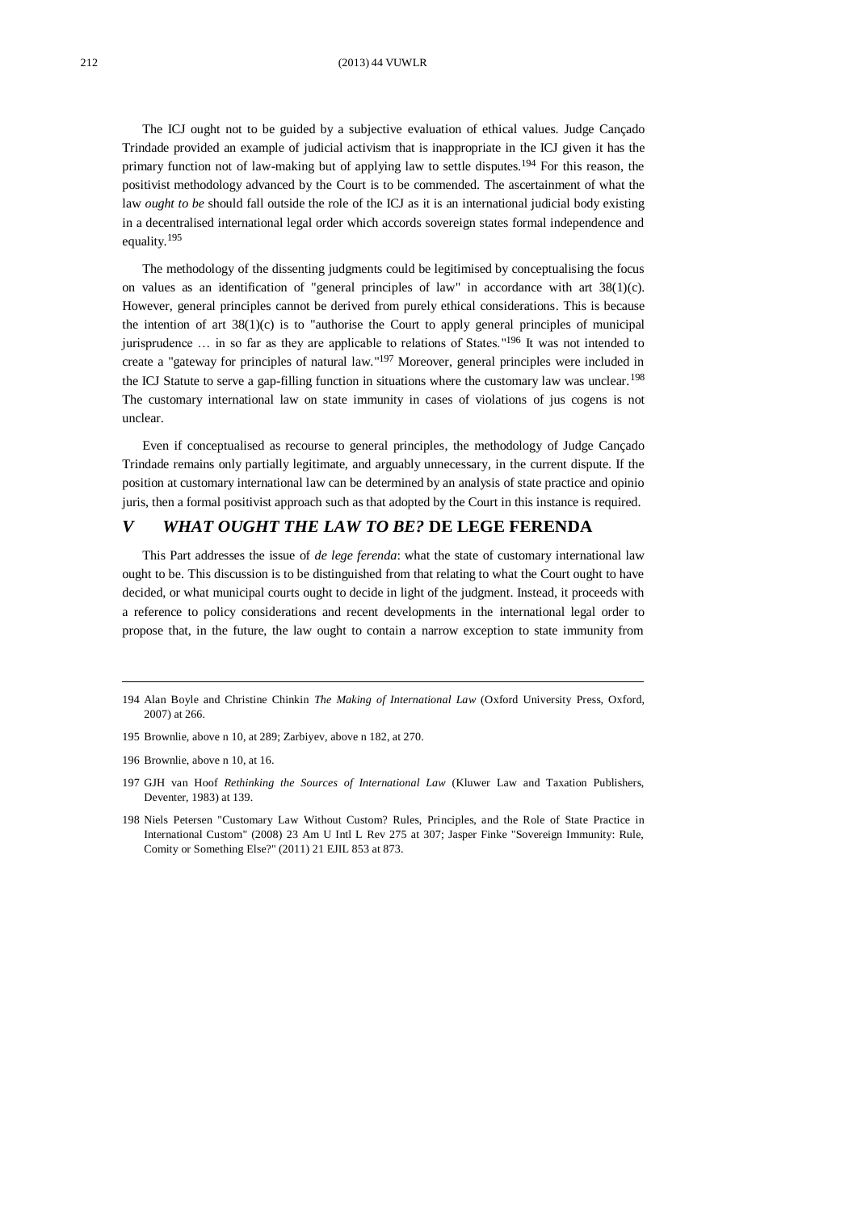The ICJ ought not to be guided by a subjective evaluation of ethical values. Judge Cançado Trindade provided an example of judicial activism that is inappropriate in the ICJ given it has the primary function not of law-making but of applying law to settle disputes.[194] For this reason, the positivist methodology advanced by the Court is to be commended. The ascertainment of what the law *ought to be* should fall outside the role of the ICJ as it is an international judicial body existing in a decentralised international legal order which accords sovereign states formal independence and equality.[195]

The methodology of the dissenting judgments could be legitimised by conceptualising the focus on values as an identification of "general principles of law" in accordance with art 38(1)(c). However, general principles cannot be derived from purely ethical considerations. This is because the intention of art 38(1)(c) is to "authorise the Court to apply general principles of municipal jurisprudence … in so far as they are applicable to relations of States."[196] It was not intended to create a "gateway for principles of natural law."[197] Moreover, general principles were included in the ICJ Statute to serve a gap-filling function in situations where the customary law was unclear.[198] The customary international law on state immunity in cases of violations of jus cogens is not unclear.

Even if conceptualised as recourse to general principles, the methodology of Judge Cançado Trindade remains only partially legitimate, and arguably unnecessary, in the current dispute. If the position at customary international law can be determined by an analysis of state practice and opinio juris, then a formal positivist approach such as that adopted by the Court in this instance is required.

## *V WHAT OUGHT THE LAW TO BE?* DE LEGE FERENDA

This Part addresses the issue of *de lege ferenda*: what the state of customary international law ought to be. This discussion is to be distinguished from that relating to what the Court ought to have decided, or what municipal courts ought to decide in light of the judgment. Instead, it proceeds with a reference to policy considerations and recent developments in the international legal order to propose that, in the future, the law ought to contain a narrow exception to state immunity from

---

194 Alan Boyle and Christine Chinkin *The Making of International Law* (Oxford University Press, Oxford, 2007) at 266.

195 Brownlie, above n 10, at 289; Zarbiyev, above n 182, at 270.

196 Brownlie, above n 10, at 16.

197 GJH van Hoof *Rethinking the Sources of International Law* (Kluwer Law and Taxation Publishers, Deventer, 1983) at 139.

198 Niels Petersen "Customary Law Without Custom? Rules, Principles, and the Role of State Practice in International Custom" (2008) 23 Am U Intl L Rev 275 at 307; Jasper Finke "Sovereign Immunity: Rule, Comity or Something Else?" (2011) 21 EJIL 853 at 873.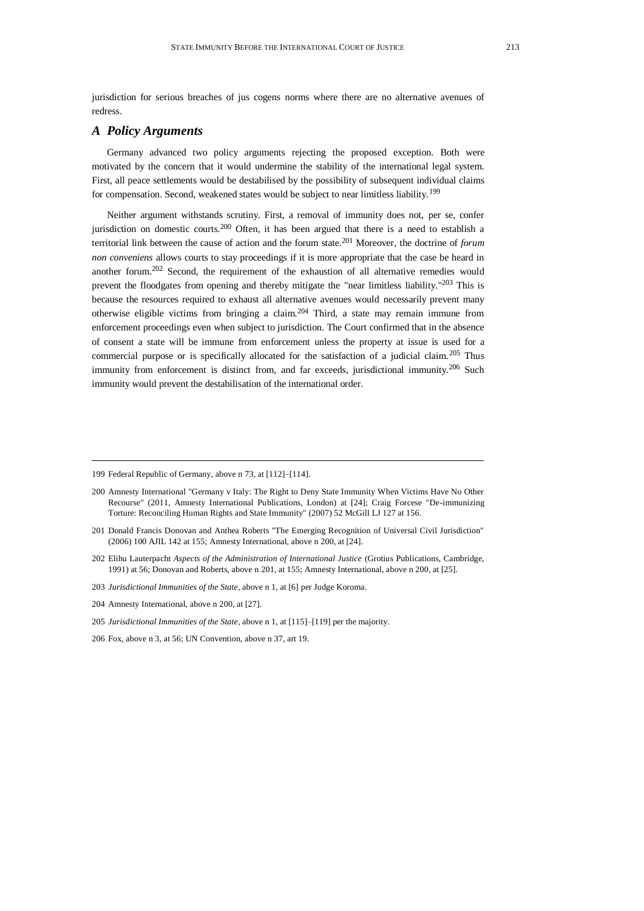jurisdiction for serious breaches of jus cogens norms where there are no alternative avenues of redress.

### *A Policy Arguments*

Germany advanced two policy arguments rejecting the proposed exception. Both were motivated by the concern that it would undermine the stability of the international legal system. First, all peace settlements would be destabilised by the possibility of subsequent individual claims for compensation. Second, weakened states would be subject to near limitless liability.[199]

Neither argument withstands scrutiny. First, a removal of immunity does not, per se, confer jurisdiction on domestic courts.[200] Often, it has been argued that there is a need to establish a territorial link between the cause of action and the forum state.[201] Moreover, the doctrine of *forum non conveniens* allows courts to stay proceedings if it is more appropriate that the case be heard in another forum.[202] Second, the requirement of the exhaustion of all alternative remedies would prevent the floodgates from opening and thereby mitigate the "near limitless liability."[203] This is because the resources required to exhaust all alternative avenues would necessarily prevent many otherwise eligible victims from bringing a claim.[204] Third, a state may remain immune from enforcement proceedings even when subject to jurisdiction. The Court confirmed that in the absence of consent a state will be immune from enforcement unless the property at issue is used for a commercial purpose or is specifically allocated for the satisfaction of a judicial claim.[205] Thus immunity from enforcement is distinct from, and far exceeds, jurisdictional immunity.[206] Such immunity would prevent the destabilisation of the international order.

---

199 Federal Republic of Germany, above n 73, at [112]–[114].

200 Amnesty International "Germany v Italy: The Right to Deny State Immunity When Victims Have No Other Recourse" (2011, Amnesty International Publications, London) at [24]; Craig Forcese "De-immunizing Torture: Reconciling Human Rights and State Immunity" (2007) 52 McGill LJ 127 at 156.

201 Donald Francis Donovan and Anthea Roberts "The Emerging Recognition of Universal Civil Jurisdiction" (2006) 100 AJIL 142 at 155; Amnesty International, above n 200, at [24].

202 Elihu Lauterpacht *Aspects of the Administration of International Justice* (Grotius Publications, Cambridge, 1991) at 56; Donovan and Roberts, above n 201, at 155; Amnesty International, above n 200, at [25].

203 *Jurisdictional Immunities of the State*, above n 1, at [6] per Judge Koroma.

204 Amnesty International, above n 200, at [27].

205 *Jurisdictional Immunities of the State*, above n 1, at [115]–[119] per the majority.

206 Fox, above n 3, at 56; UN Convention, above n 37, art 19.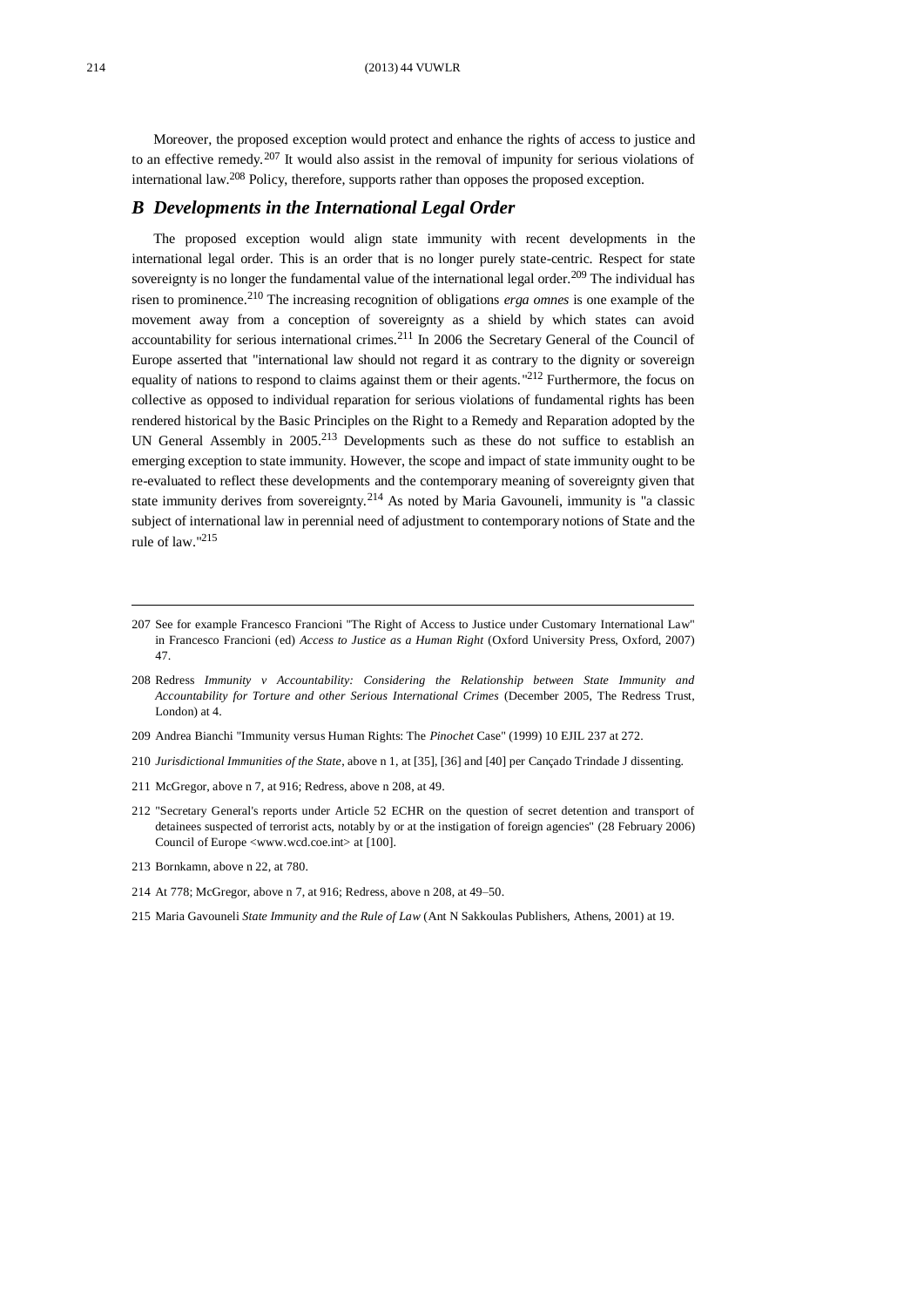Moreover, the proposed exception would protect and enhance the rights of access to justice and to an effective remedy.[207] It would also assist in the removal of impunity for serious violations of international law.[208] Policy, therefore, supports rather than opposes the proposed exception.

## *B Developments in the International Legal Order*

The proposed exception would align state immunity with recent developments in the international legal order. This is an order that is no longer purely state-centric. Respect for state sovereignty is no longer the fundamental value of the international legal order.[209] The individual has risen to prominence.[210] The increasing recognition of obligations *erga omnes* is one example of the movement away from a conception of sovereignty as a shield by which states can avoid accountability for serious international crimes.[211] In 2006 the Secretary General of the Council of Europe asserted that "international law should not regard it as contrary to the dignity or sovereign equality of nations to respond to claims against them or their agents."[212] Furthermore, the focus on collective as opposed to individual reparation for serious violations of fundamental rights has been rendered historical by the Basic Principles on the Right to a Remedy and Reparation adopted by the UN General Assembly in 2005.[213] Developments such as these do not suffice to establish an emerging exception to state immunity. However, the scope and impact of state immunity ought to be re-evaluated to reflect these developments and the contemporary meaning of sovereignty given that state immunity derives from sovereignty.[214] As noted by Maria Gavouneli, immunity is "a classic subject of international law in perennial need of adjustment to contemporary notions of State and the rule of law."[215]

---

207 See for example Francesco Francioni "The Right of Access to Justice under Customary International Law" in Francesco Francioni (ed) *Access to Justice as a Human Right* (Oxford University Press, Oxford, 2007) 47.

208 Redress *Immunity v Accountability: Considering the Relationship between State Immunity and Accountability for Torture and other Serious International Crimes* (December 2005, The Redress Trust, London) at 4.

209 Andrea Bianchi "Immunity versus Human Rights: The *Pinochet* Case" (1999) 10 EJIL 237 at 272.

210 *Jurisdictional Immunities of the State*, above n 1, at [35], [36] and [40] per Cançado Trindade J dissenting.

211 McGregor, above n 7, at 916; Redress, above n 208, at 49.

212 "Secretary General's reports under Article 52 ECHR on the question of secret detention and transport of detainees suspected of terrorist acts, notably by or at the instigation of foreign agencies" (28 February 2006) Council of Europe <www.wcd.coe.int> at [100].

213 Bornkamn, above n 22, at 780.

214 At 778; McGregor, above n 7, at 916; Redress, above n 208, at 49–50.

215 Maria Gavouneli *State Immunity and the Rule of Law* (Ant N Sakkoulas Publishers, Athens, 2001) at 19.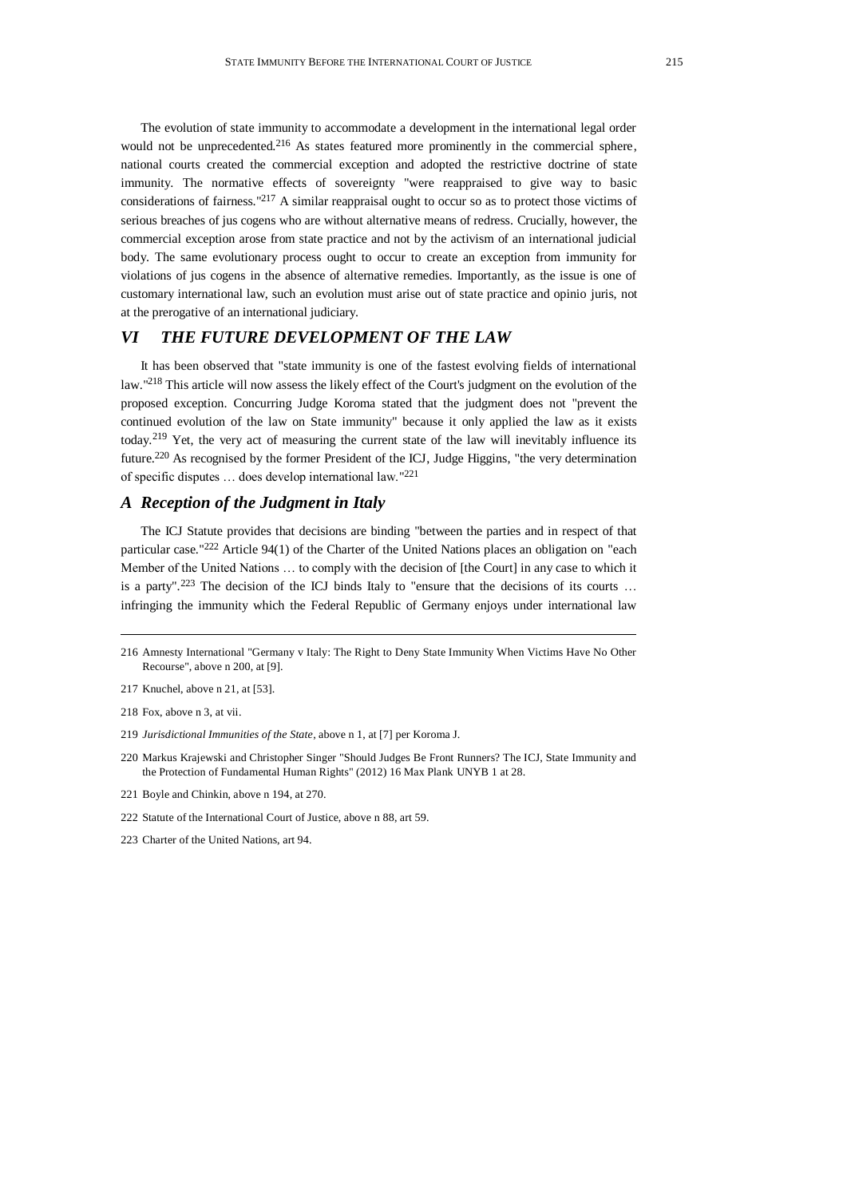The evolution of state immunity to accommodate a development in the international legal order would not be unprecedented.[216] As states featured more prominently in the commercial sphere, national courts created the commercial exception and adopted the restrictive doctrine of state immunity. The normative effects of sovereignty "were reappraised to give way to basic considerations of fairness."[217] A similar reappraisal ought to occur so as to protect those victims of serious breaches of jus cogens who are without alternative means of redress. Crucially, however, the commercial exception arose from state practice and not by the activism of an international judicial body. The same evolutionary process ought to occur to create an exception from immunity for violations of jus cogens in the absence of alternative remedies. Importantly, as the issue is one of customary international law, such an evolution must arise out of state practice and opinio juris, not at the prerogative of an international judiciary.

## *VI THE FUTURE DEVELOPMENT OF THE LAW*

It has been observed that "state immunity is one of the fastest evolving fields of international law."[218] This article will now assess the likely effect of the Court's judgment on the evolution of the proposed exception. Concurring Judge Koroma stated that the judgment does not "prevent the continued evolution of the law on State immunity" because it only applied the law as it exists today.[219] Yet, the very act of measuring the current state of the law will inevitably influence its future.[220] As recognised by the former President of the ICJ, Judge Higgins, "the very determination of specific disputes … does develop international law."[221]

### *A Reception of the Judgment in Italy*

The ICJ Statute provides that decisions are binding "between the parties and in respect of that particular case."[222] Article 94(1) of the Charter of the United Nations places an obligation on "each Member of the United Nations … to comply with the decision of [the Court] in any case to which it is a party".[223] The decision of the ICJ binds Italy to "ensure that the decisions of its courts … infringing the immunity which the Federal Republic of Germany enjoys under international law

---

216 Amnesty International "Germany v Italy: The Right to Deny State Immunity When Victims Have No Other Recourse", above n 200, at [9].

217 Knuchel, above n 21, at [53].

218 Fox, above n 3, at vii.

219 *Jurisdictional Immunities of the State*, above n 1, at [7] per Koroma J.

220 Markus Krajewski and Christopher Singer "Should Judges Be Front Runners? The ICJ, State Immunity and the Protection of Fundamental Human Rights" (2012) 16 Max Plank UNYB 1 at 28.

221 Boyle and Chinkin, above n 194, at 270.

222 Statute of the International Court of Justice, above n 88, art 59.

223 Charter of the United Nations, art 94.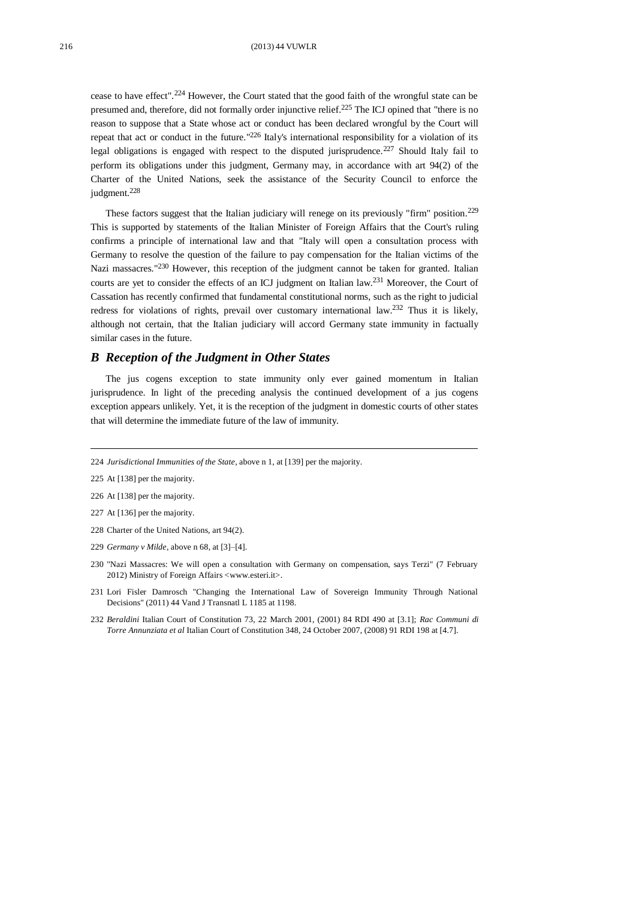cease to have effect".[224] However, the Court stated that the good faith of the wrongful state can be presumed and, therefore, did not formally order injunctive relief.[225] The ICJ opined that "there is no reason to suppose that a State whose act or conduct has been declared wrongful by the Court will repeat that act or conduct in the future."[226] Italy's international responsibility for a violation of its legal obligations is engaged with respect to the disputed jurisprudence.[227] Should Italy fail to perform its obligations under this judgment, Germany may, in accordance with art 94(2) of the Charter of the United Nations, seek the assistance of the Security Council to enforce the judgment.[228]

These factors suggest that the Italian judiciary will renege on its previously "firm" position.[229] This is supported by statements of the Italian Minister of Foreign Affairs that the Court's ruling confirms a principle of international law and that "Italy will open a consultation process with Germany to resolve the question of the failure to pay compensation for the Italian victims of the Nazi massacres."[230] However, this reception of the judgment cannot be taken for granted. Italian courts are yet to consider the effects of an ICJ judgment on Italian law.[231] Moreover, the Court of Cassation has recently confirmed that fundamental constitutional norms, such as the right to judicial redress for violations of rights, prevail over customary international law.[232] Thus it is likely, although not certain, that the Italian judiciary will accord Germany state immunity in factually similar cases in the future.

### *B Reception of the Judgment in Other States*

The jus cogens exception to state immunity only ever gained momentum in Italian jurisprudence. In light of the preceding analysis the continued development of a jus cogens exception appears unlikely. Yet, it is the reception of the judgment in domestic courts of other states that will determine the immediate future of the law of immunity.

---

224 *Jurisdictional Immunities of the State*, above n 1, at [139] per the majority.

225 At [138] per the majority.

226 At [138] per the majority.

227 At [136] per the majority.

228 Charter of the United Nations, art 94(2).

229 *Germany v Milde*, above n 68, at [3]–[4].

230 "Nazi Massacres: We will open a consultation with Germany on compensation, says Terzi" (7 February 2012) Ministry of Foreign Affairs <www.esteri.it>.

231 Lori Fisler Damrosch "Changing the International Law of Sovereign Immunity Through National Decisions" (2011) 44 Vand J Transnatl L 1185 at 1198.

232 *Beraldini* Italian Court of Constitution 73, 22 March 2001, (2001) 84 RDI 490 at [3.1]; *Rac Communi di Torre Annunziata et al* Italian Court of Constitution 348, 24 October 2007, (2008) 91 RDI 198 at [4.7].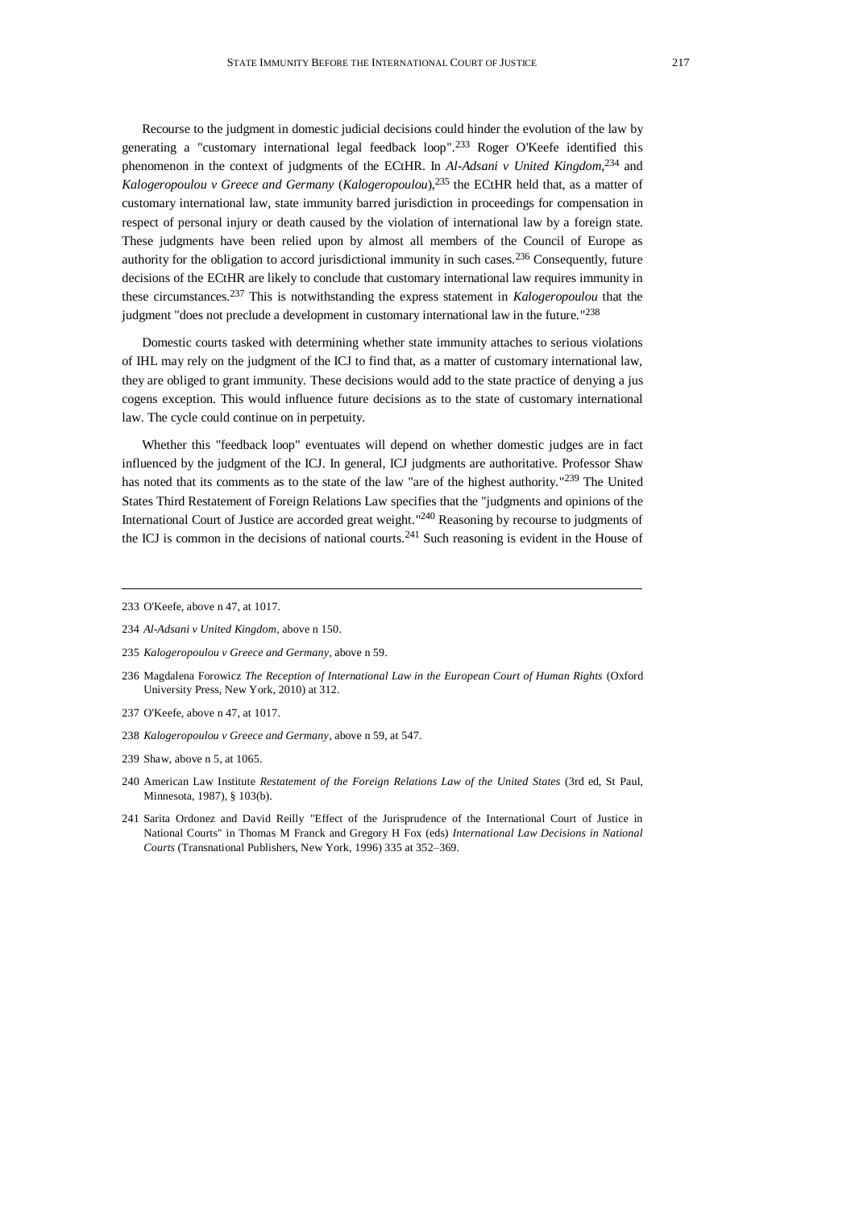Recourse to the judgment in domestic judicial decisions could hinder the evolution of the law by generating a "customary international legal feedback loop".[233] Roger O'Keefe identified this phenomenon in the context of judgments of the ECtHR. In *Al-Adsani v United Kingdom*,[234] and *Kalogeropoulou v Greece and Germany* (*Kalogeropoulou*),[235] the ECtHR held that, as a matter of customary international law, state immunity barred jurisdiction in proceedings for compensation in respect of personal injury or death caused by the violation of international law by a foreign state. These judgments have been relied upon by almost all members of the Council of Europe as authority for the obligation to accord jurisdictional immunity in such cases.[236] Consequently, future decisions of the ECtHR are likely to conclude that customary international law requires immunity in these circumstances.[237] This is notwithstanding the express statement in *Kalogeropoulou* that the judgment "does not preclude a development in customary international law in the future."[238]

Domestic courts tasked with determining whether state immunity attaches to serious violations of IHL may rely on the judgment of the ICJ to find that, as a matter of customary international law, they are obliged to grant immunity. These decisions would add to the state practice of denying a jus cogens exception. This would influence future decisions as to the state of customary international law. The cycle could continue on in perpetuity.

Whether this "feedback loop" eventuates will depend on whether domestic judges are in fact influenced by the judgment of the ICJ. In general, ICJ judgments are authoritative. Professor Shaw has noted that its comments as to the state of the law "are of the highest authority."[239] The United States Third Restatement of Foreign Relations Law specifies that the "judgments and opinions of the International Court of Justice are accorded great weight."[240] Reasoning by recourse to judgments of the ICJ is common in the decisions of national courts.[241] Such reasoning is evident in the House of

---

233 O'Keefe, above n 47, at 1017.

234 *Al-Adsani v United Kingdom*, above n 150.

235 *Kalogeropoulou v Greece and Germany*, above n 59.

236 Magdalena Forowicz *The Reception of International Law in the European Court of Human Rights* (Oxford University Press, New York, 2010) at 312.

237 O'Keefe, above n 47, at 1017.

238 *Kalogeropoulou v Greece and Germany*, above n 59, at 547.

239 Shaw, above n 5, at 1065.

240 American Law Institute *Restatement of the Foreign Relations Law of the United States* (3rd ed, St Paul, Minnesota, 1987), § 103(b).

241 Sarita Ordonez and David Reilly "Effect of the Jurisprudence of the International Court of Justice in National Courts" in Thomas M Franck and Gregory H Fox (eds) *International Law Decisions in National Courts* (Transnational Publishers, New York, 1996) 335 at 352–369.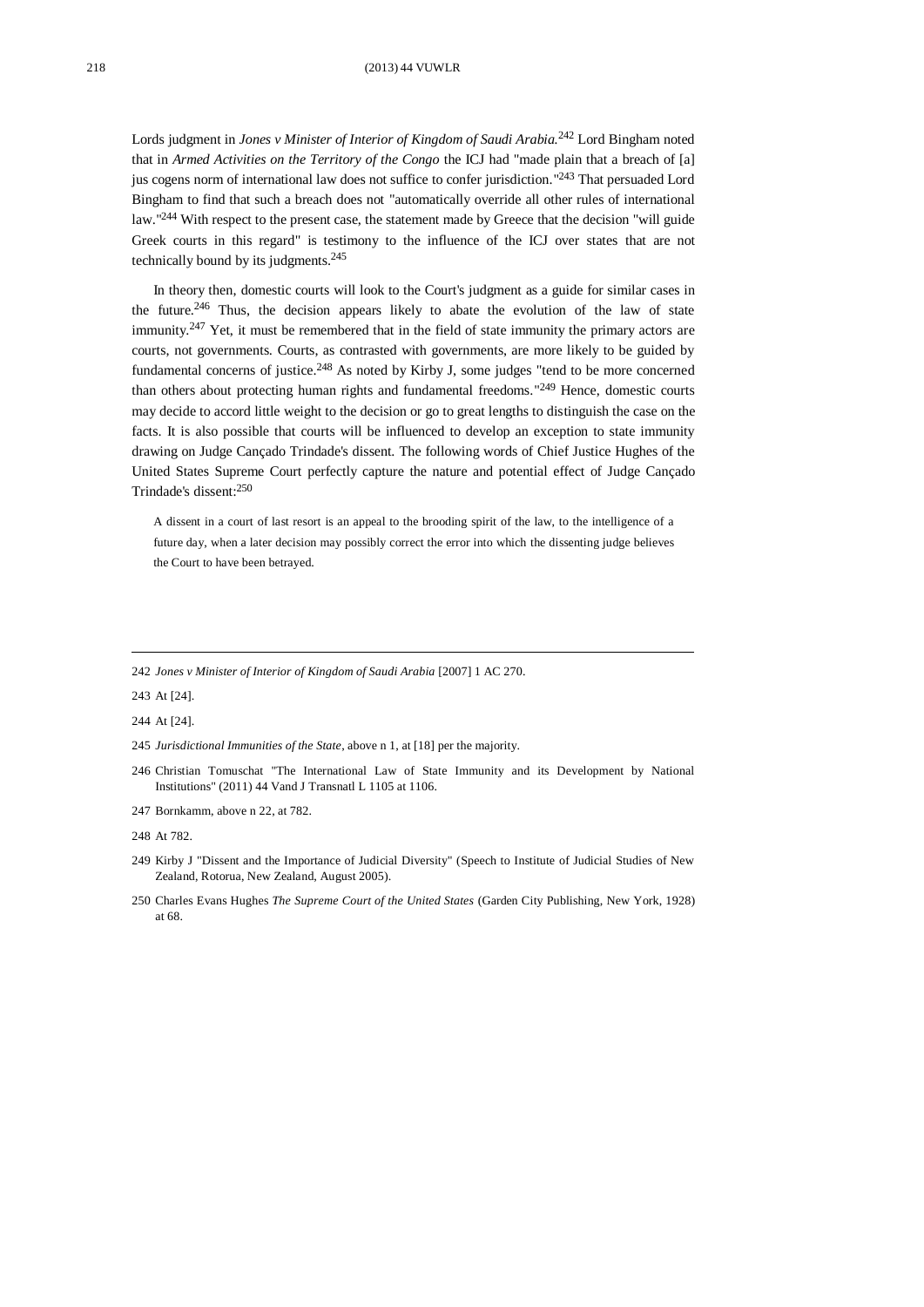Lords judgment in *Jones v Minister of Interior of Kingdom of Saudi Arabia.*[242] Lord Bingham noted that in *Armed Activities on the Territory of the Congo* the ICJ had "made plain that a breach of [a] jus cogens norm of international law does not suffice to confer jurisdiction."[243] That persuaded Lord Bingham to find that such a breach does not "automatically override all other rules of international law."[244] With respect to the present case, the statement made by Greece that the decision "will guide Greek courts in this regard" is testimony to the influence of the ICJ over states that are not technically bound by its judgments.[245]

In theory then, domestic courts will look to the Court's judgment as a guide for similar cases in the future.[246] Thus, the decision appears likely to abate the evolution of the law of state immunity.[247] Yet, it must be remembered that in the field of state immunity the primary actors are courts, not governments. Courts, as contrasted with governments, are more likely to be guided by fundamental concerns of justice.[248] As noted by Kirby J, some judges "tend to be more concerned than others about protecting human rights and fundamental freedoms."[249] Hence, domestic courts may decide to accord little weight to the decision or go to great lengths to distinguish the case on the facts. It is also possible that courts will be influenced to develop an exception to state immunity drawing on Judge Cançado Trindade's dissent. The following words of Chief Justice Hughes of the United States Supreme Court perfectly capture the nature and potential effect of Judge Cançado Trindade's dissent:[250]

> A dissent in a court of last resort is an appeal to the brooding spirit of the law, to the intelligence of a future day, when a later decision may possibly correct the error into which the dissenting judge believes the Court to have been betrayed.

---

242 *Jones v Minister of Interior of Kingdom of Saudi Arabia* [2007] 1 AC 270.

243 At [24].

244 At [24].

245 *Jurisdictional Immunities of the State*, above n 1, at [18] per the majority.

246 Christian Tomuschat "The International Law of State Immunity and its Development by National Institutions" (2011) 44 Vand J Transnatl L 1105 at 1106.

247 Bornkamm, above n 22, at 782.

248 At 782.

249 Kirby J "Dissent and the Importance of Judicial Diversity" (Speech to Institute of Judicial Studies of New Zealand, Rotorua, New Zealand, August 2005).

250 Charles Evans Hughes *The Supreme Court of the United States* (Garden City Publishing, New York, 1928) at 68.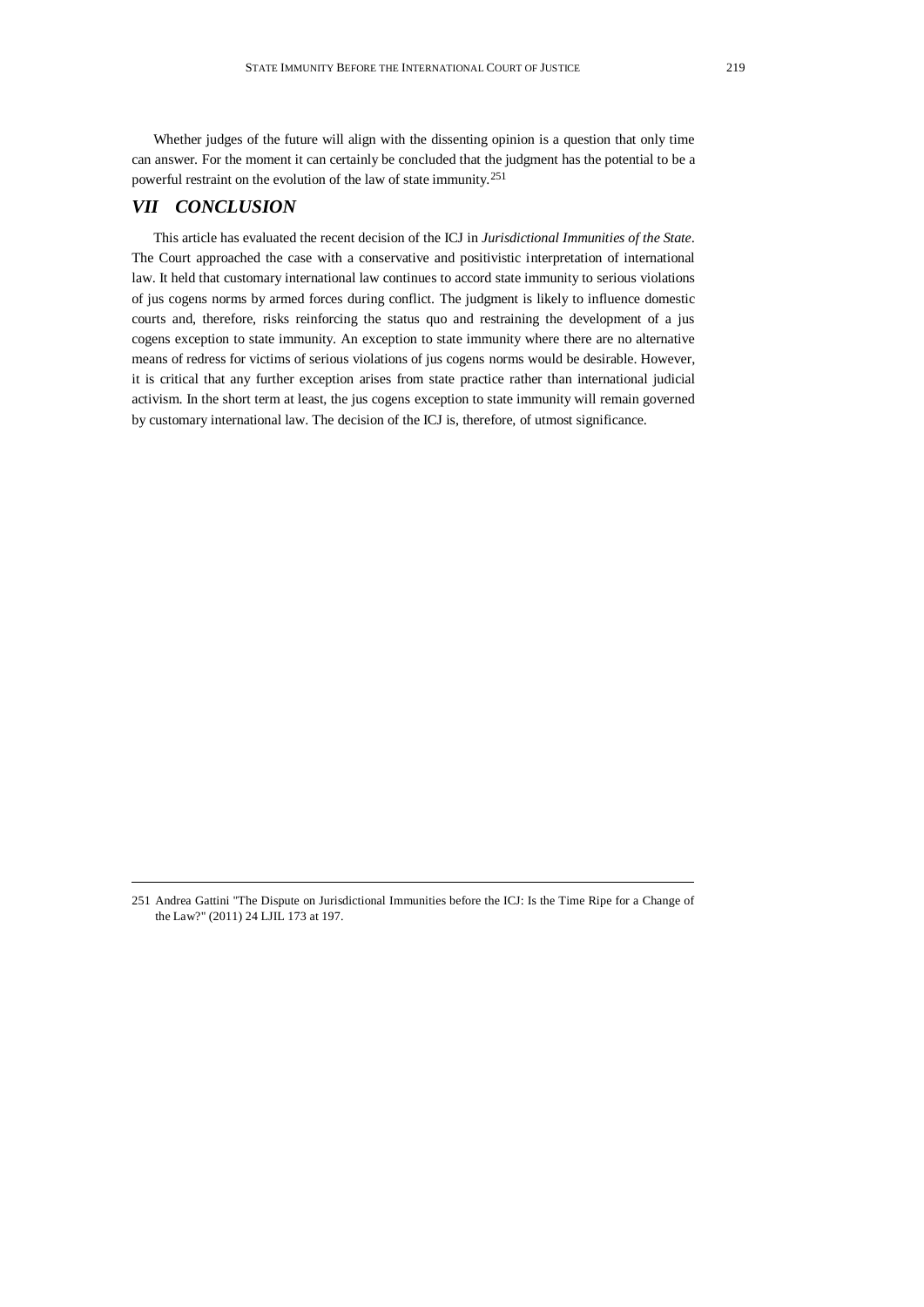Whether judges of the future will align with the dissenting opinion is a question that only time can answer. For the moment it can certainly be concluded that the judgment has the potential to be a powerful restraint on the evolution of the law of state immunity.[251]

## *VII CONCLUSION*

This article has evaluated the recent decision of the ICJ in *Jurisdictional Immunities of the State*. The Court approached the case with a conservative and positivistic interpretation of international law. It held that customary international law continues to accord state immunity to serious violations of jus cogens norms by armed forces during conflict. The judgment is likely to influence domestic courts and, therefore, risks reinforcing the status quo and restraining the development of a jus cogens exception to state immunity. An exception to state immunity where there are no alternative means of redress for victims of serious violations of jus cogens norms would be desirable. However, it is critical that any further exception arises from state practice rather than international judicial activism. In the short term at least, the jus cogens exception to state immunity will remain governed by customary international law. The decision of the ICJ is, therefore, of utmost significance.

---

251 Andrea Gattini "The Dispute on Jurisdictional Immunities before the ICJ: Is the Time Ripe for a Change of the Law?" (2011) 24 LJIL 173 at 197.